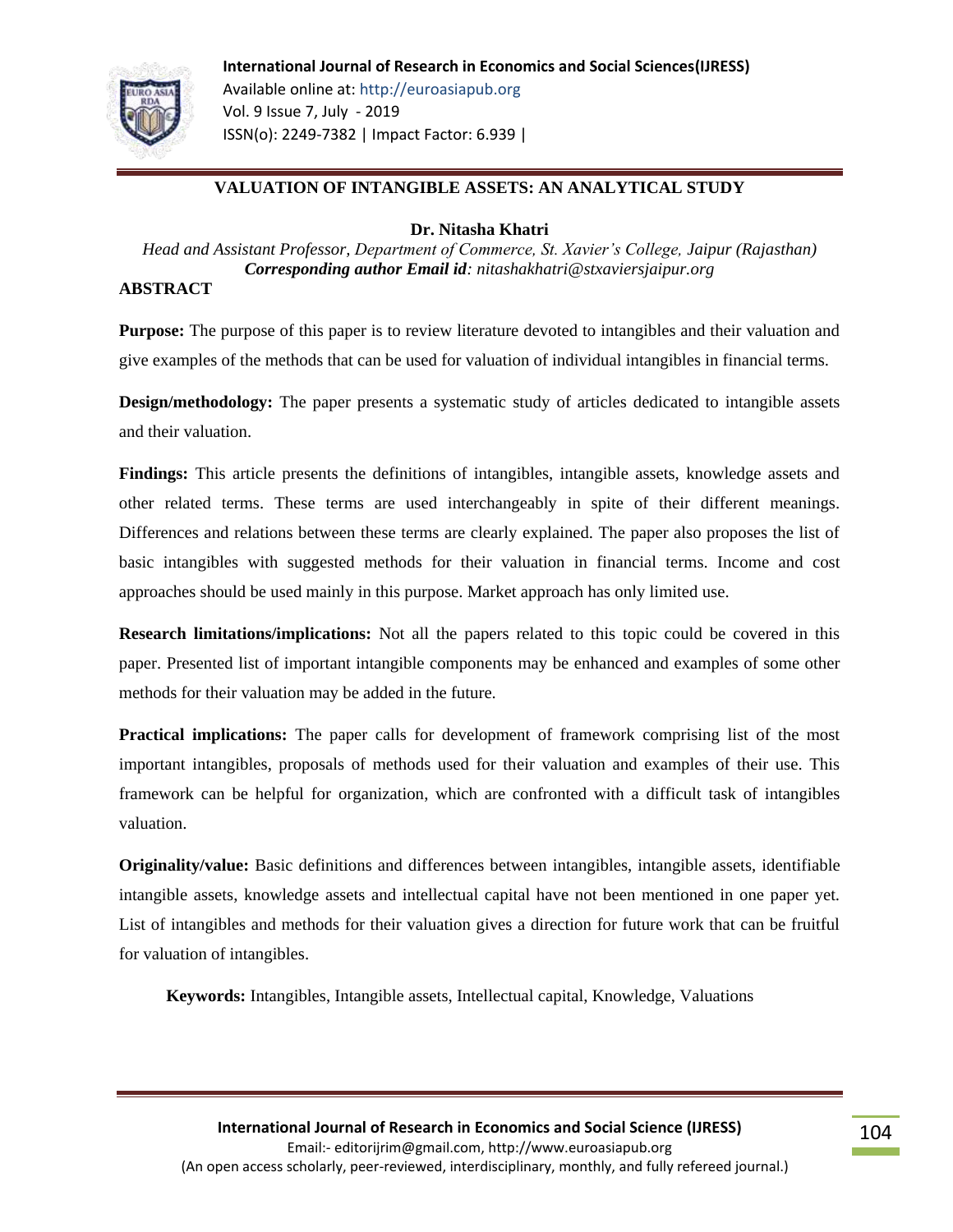# VALUATION OF INTANGIBLE ASSETS: AN ANALYTICAL STUDY

**Dr. Nitasha Khatri**

*Head and Assistant Professor, Department of Commerce, St. Xavier's College, Jaipur (Rajasthan)*
***Corresponding author Email id****: nitashakhatri@stxaviersjaipur.org*

## ABSTRACT

**Purpose:** The purpose of this paper is to review literature devoted to intangibles and their valuation and give examples of the methods that can be used for valuation of individual intangibles in financial terms.

**Design/methodology:** The paper presents a systematic study of articles dedicated to intangible assets and their valuation.

**Findings:** This article presents the definitions of intangibles, intangible assets, knowledge assets and other related terms. These terms are used interchangeably in spite of their different meanings. Differences and relations between these terms are clearly explained. The paper also proposes the list of basic intangibles with suggested methods for their valuation in financial terms. Income and cost approaches should be used mainly in this purpose. Market approach has only limited use.

**Research limitations/implications:** Not all the papers related to this topic could be covered in this paper. Presented list of important intangible components may be enhanced and examples of some other methods for their valuation may be added in the future.

**Practical implications:** The paper calls for development of framework comprising list of the most important intangibles, proposals of methods used for their valuation and examples of their use. This framework can be helpful for organization, which are confronted with a difficult task of intangibles valuation.

**Originality/value:** Basic definitions and differences between intangibles, intangible assets, identifiable intangible assets, knowledge assets and intellectual capital have not been mentioned in one paper yet. List of intangibles and methods for their valuation gives a direction for future work that can be fruitful for valuation of intangibles.

**Keywords:** Intangibles, Intangible assets, Intellectual capital, Knowledge, Valuations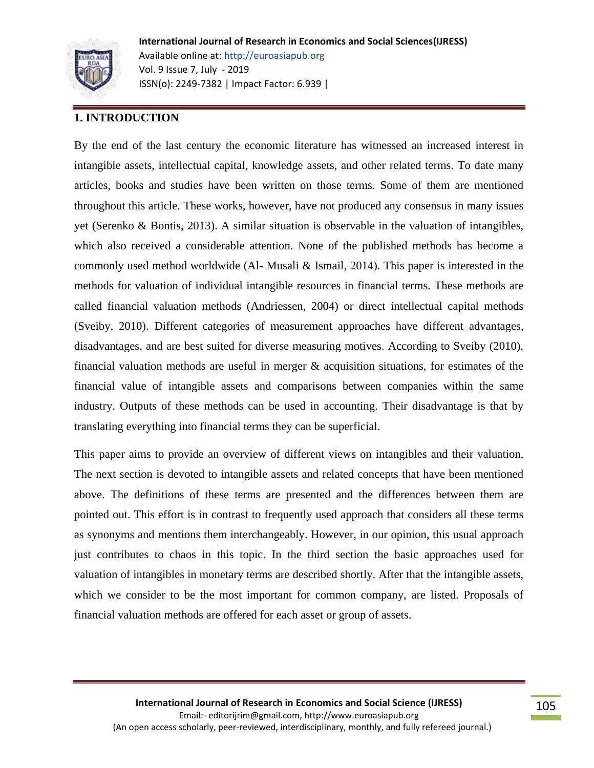## 1. INTRODUCTION

By the end of the last century the economic literature has witnessed an increased interest in intangible assets, intellectual capital, knowledge assets, and other related terms. To date many articles, books and studies have been written on those terms. Some of them are mentioned throughout this article. These works, however, have not produced any consensus in many issues yet (Serenko & Bontis, 2013). A similar situation is observable in the valuation of intangibles, which also received a considerable attention. None of the published methods has become a commonly used method worldwide (Al- Musali & Ismail, 2014). This paper is interested in the methods for valuation of individual intangible resources in financial terms. These methods are called financial valuation methods (Andriessen, 2004) or direct intellectual capital methods (Sveiby, 2010). Different categories of measurement approaches have different advantages, disadvantages, and are best suited for diverse measuring motives. According to Sveiby (2010), financial valuation methods are useful in merger & acquisition situations, for estimates of the financial value of intangible assets and comparisons between companies within the same industry. Outputs of these methods can be used in accounting. Their disadvantage is that by translating everything into financial terms they can be superficial.

This paper aims to provide an overview of different views on intangibles and their valuation. The next section is devoted to intangible assets and related concepts that have been mentioned above. The definitions of these terms are presented and the differences between them are pointed out. This effort is in contrast to frequently used approach that considers all these terms as synonyms and mentions them interchangeably. However, in our opinion, this usual approach just contributes to chaos in this topic. In the third section the basic approaches used for valuation of intangibles in monetary terms are described shortly. After that the intangible assets, which we consider to be the most important for common company, are listed. Proposals of financial valuation methods are offered for each asset or group of assets.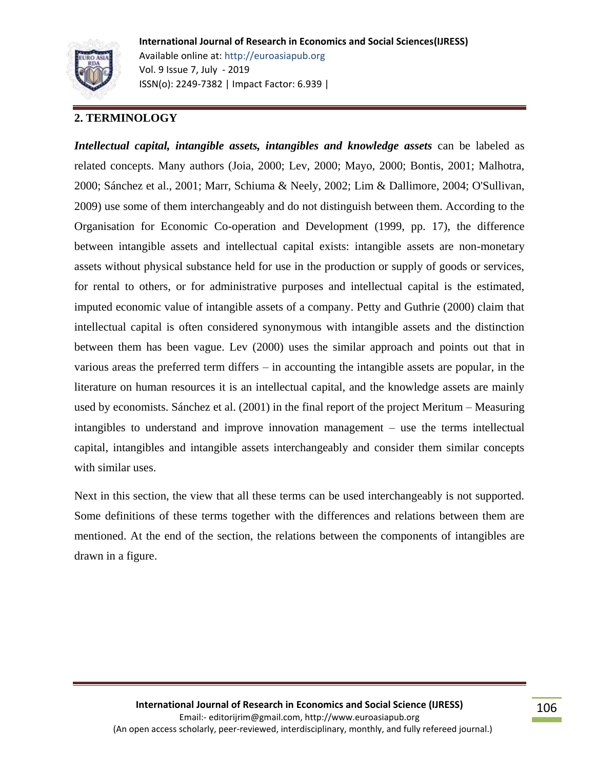## 2. TERMINOLOGY

***Intellectual capital, intangible assets, intangibles and knowledge assets*** can be labeled as related concepts. Many authors (Joia, 2000; Lev, 2000; Mayo, 2000; Bontis, 2001; Malhotra, 2000; Sánchez et al., 2001; Marr, Schiuma & Neely, 2002; Lim & Dallimore, 2004; O'Sullivan, 2009) use some of them interchangeably and do not distinguish between them. According to the Organisation for Economic Co-operation and Development (1999, pp. 17), the difference between intangible assets and intellectual capital exists: intangible assets are non-monetary assets without physical substance held for use in the production or supply of goods or services, for rental to others, or for administrative purposes and intellectual capital is the estimated, imputed economic value of intangible assets of a company. Petty and Guthrie (2000) claim that intellectual capital is often considered synonymous with intangible assets and the distinction between them has been vague. Lev (2000) uses the similar approach and points out that in various areas the preferred term differs – in accounting the intangible assets are popular, in the literature on human resources it is an intellectual capital, and the knowledge assets are mainly used by economists. Sánchez et al. (2001) in the final report of the project Meritum – Measuring intangibles to understand and improve innovation management – use the terms intellectual capital, intangibles and intangible assets interchangeably and consider them similar concepts with similar uses.

Next in this section, the view that all these terms can be used interchangeably is not supported. Some definitions of these terms together with the differences and relations between them are mentioned. At the end of the section, the relations between the components of intangibles are drawn in a figure.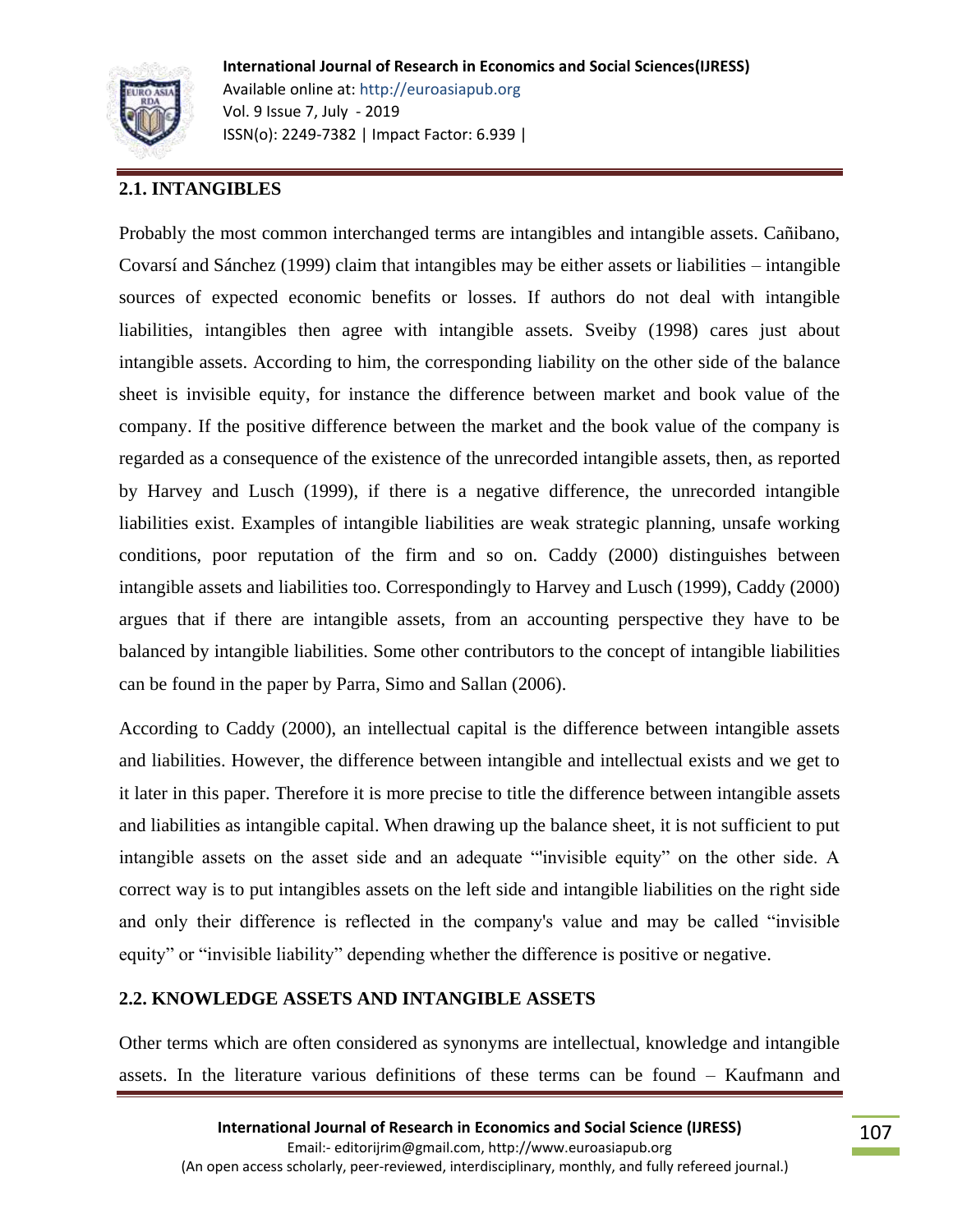## 2.1. INTANGIBLES

Probably the most common interchanged terms are intangibles and intangible assets. Cañibano, Covarsí and Sánchez (1999) claim that intangibles may be either assets or liabilities – intangible sources of expected economic benefits or losses. If authors do not deal with intangible liabilities, intangibles then agree with intangible assets. Sveiby (1998) cares just about intangible assets. According to him, the corresponding liability on the other side of the balance sheet is invisible equity, for instance the difference between market and book value of the company. If the positive difference between the market and the book value of the company is regarded as a consequence of the existence of the unrecorded intangible assets, then, as reported by Harvey and Lusch (1999), if there is a negative difference, the unrecorded intangible liabilities exist. Examples of intangible liabilities are weak strategic planning, unsafe working conditions, poor reputation of the firm and so on. Caddy (2000) distinguishes between intangible assets and liabilities too. Correspondingly to Harvey and Lusch (1999), Caddy (2000) argues that if there are intangible assets, from an accounting perspective they have to be balanced by intangible liabilities. Some other contributors to the concept of intangible liabilities can be found in the paper by Parra, Simo and Sallan (2006).

According to Caddy (2000), an intellectual capital is the difference between intangible assets and liabilities. However, the difference between intangible and intellectual exists and we get to it later in this paper. Therefore it is more precise to title the difference between intangible assets and liabilities as intangible capital. When drawing up the balance sheet, it is not sufficient to put intangible assets on the asset side and an adequate "'invisible equity" on the other side. A correct way is to put intangibles assets on the left side and intangible liabilities on the right side and only their difference is reflected in the company's value and may be called "invisible equity" or "invisible liability" depending whether the difference is positive or negative.

## 2.2. KNOWLEDGE ASSETS AND INTANGIBLE ASSETS

Other terms which are often considered as synonyms are intellectual, knowledge and intangible assets. In the literature various definitions of these terms can be found – Kaufmann and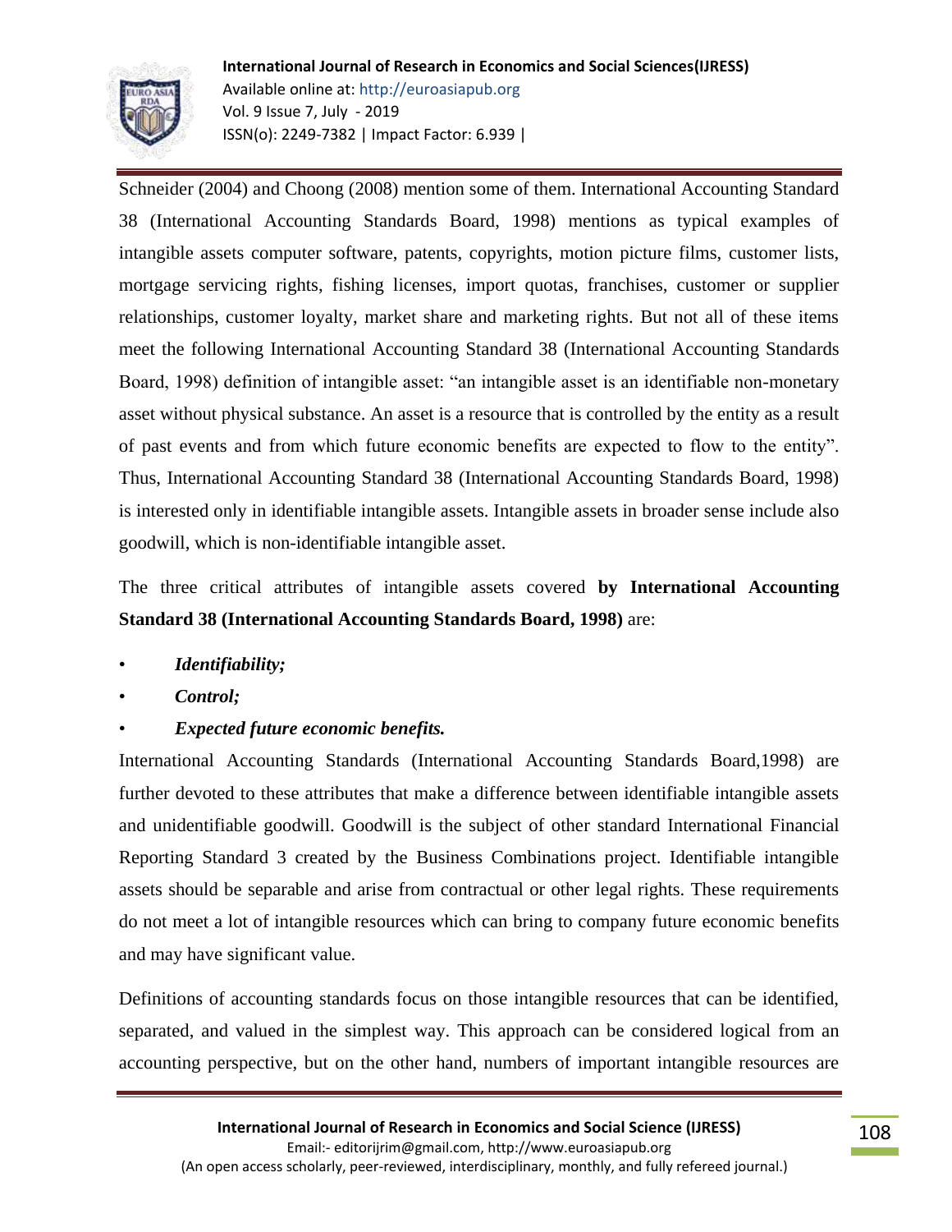Schneider (2004) and Choong (2008) mention some of them. International Accounting Standard 38 (International Accounting Standards Board, 1998) mentions as typical examples of intangible assets computer software, patents, copyrights, motion picture films, customer lists, mortgage servicing rights, fishing licenses, import quotas, franchises, customer or supplier relationships, customer loyalty, market share and marketing rights. But not all of these items meet the following International Accounting Standard 38 (International Accounting Standards Board, 1998) definition of intangible asset: "an intangible asset is an identifiable non-monetary asset without physical substance. An asset is a resource that is controlled by the entity as a result of past events and from which future economic benefits are expected to flow to the entity". Thus, International Accounting Standard 38 (International Accounting Standards Board, 1998) is interested only in identifiable intangible assets. Intangible assets in broader sense include also goodwill, which is non-identifiable intangible asset.

The three critical attributes of intangible assets covered **by International Accounting Standard 38 (International Accounting Standards Board, 1998)** are:

- ***Identifiability;***
- ***Control;***
- ***Expected future economic benefits.***

International Accounting Standards (International Accounting Standards Board,1998) are further devoted to these attributes that make a difference between identifiable intangible assets and unidentifiable goodwill. Goodwill is the subject of other standard International Financial Reporting Standard 3 created by the Business Combinations project. Identifiable intangible assets should be separable and arise from contractual or other legal rights. These requirements do not meet a lot of intangible resources which can bring to company future economic benefits and may have significant value.

Definitions of accounting standards focus on those intangible resources that can be identified, separated, and valued in the simplest way. This approach can be considered logical from an accounting perspective, but on the other hand, numbers of important intangible resources are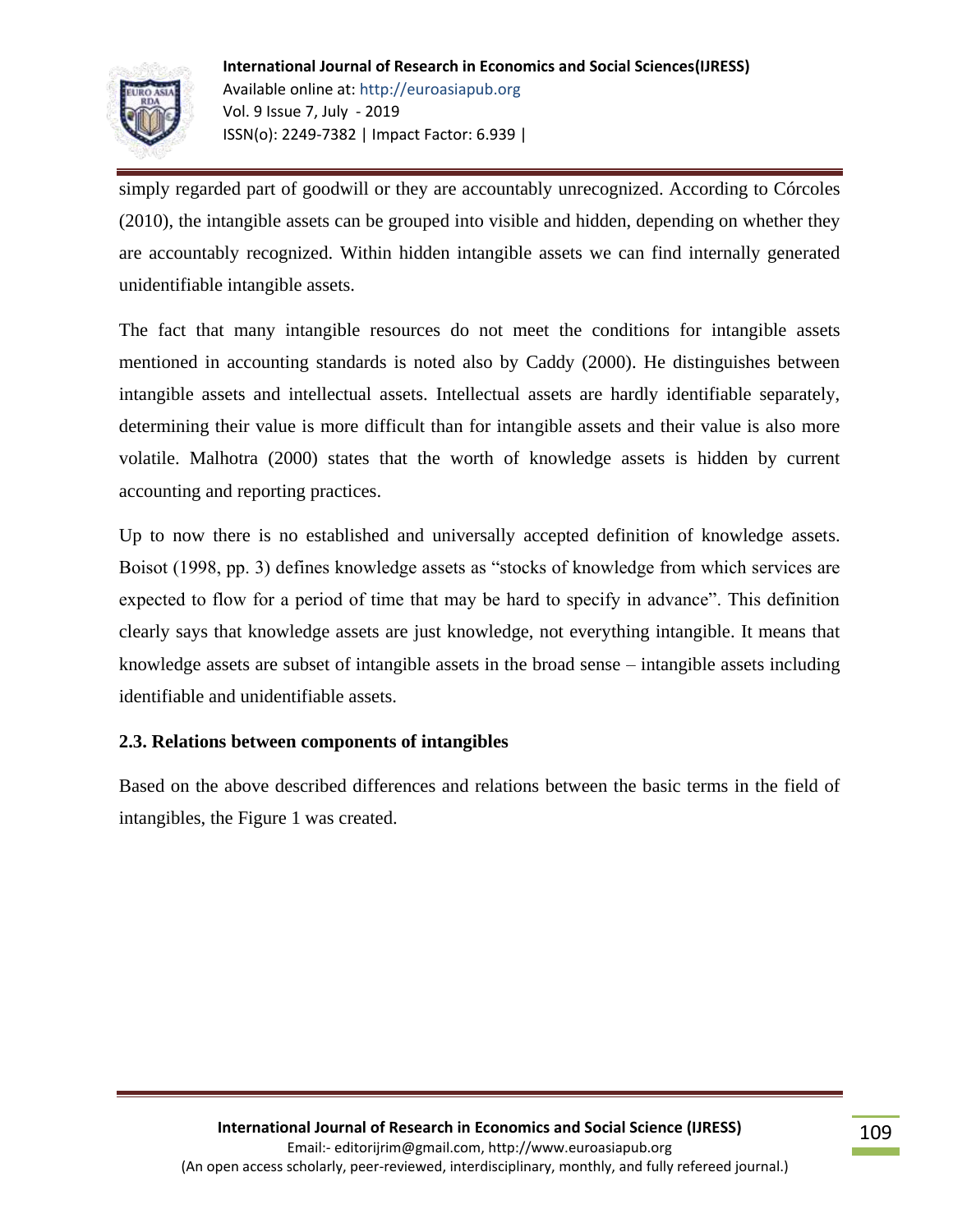simply regarded part of goodwill or they are accountably unrecognized. According to Córcoles (2010), the intangible assets can be grouped into visible and hidden, depending on whether they are accountably recognized. Within hidden intangible assets we can find internally generated unidentifiable intangible assets.

The fact that many intangible resources do not meet the conditions for intangible assets mentioned in accounting standards is noted also by Caddy (2000). He distinguishes between intangible assets and intellectual assets. Intellectual assets are hardly identifiable separately, determining their value is more difficult than for intangible assets and their value is also more volatile. Malhotra (2000) states that the worth of knowledge assets is hidden by current accounting and reporting practices.

Up to now there is no established and universally accepted definition of knowledge assets. Boisot (1998, pp. 3) defines knowledge assets as "stocks of knowledge from which services are expected to flow for a period of time that may be hard to specify in advance". This definition clearly says that knowledge assets are just knowledge, not everything intangible. It means that knowledge assets are subset of intangible assets in the broad sense – intangible assets including identifiable and unidentifiable assets.

### 2.3. Relations between components of intangibles

Based on the above described differences and relations between the basic terms in the field of intangibles, the Figure 1 was created.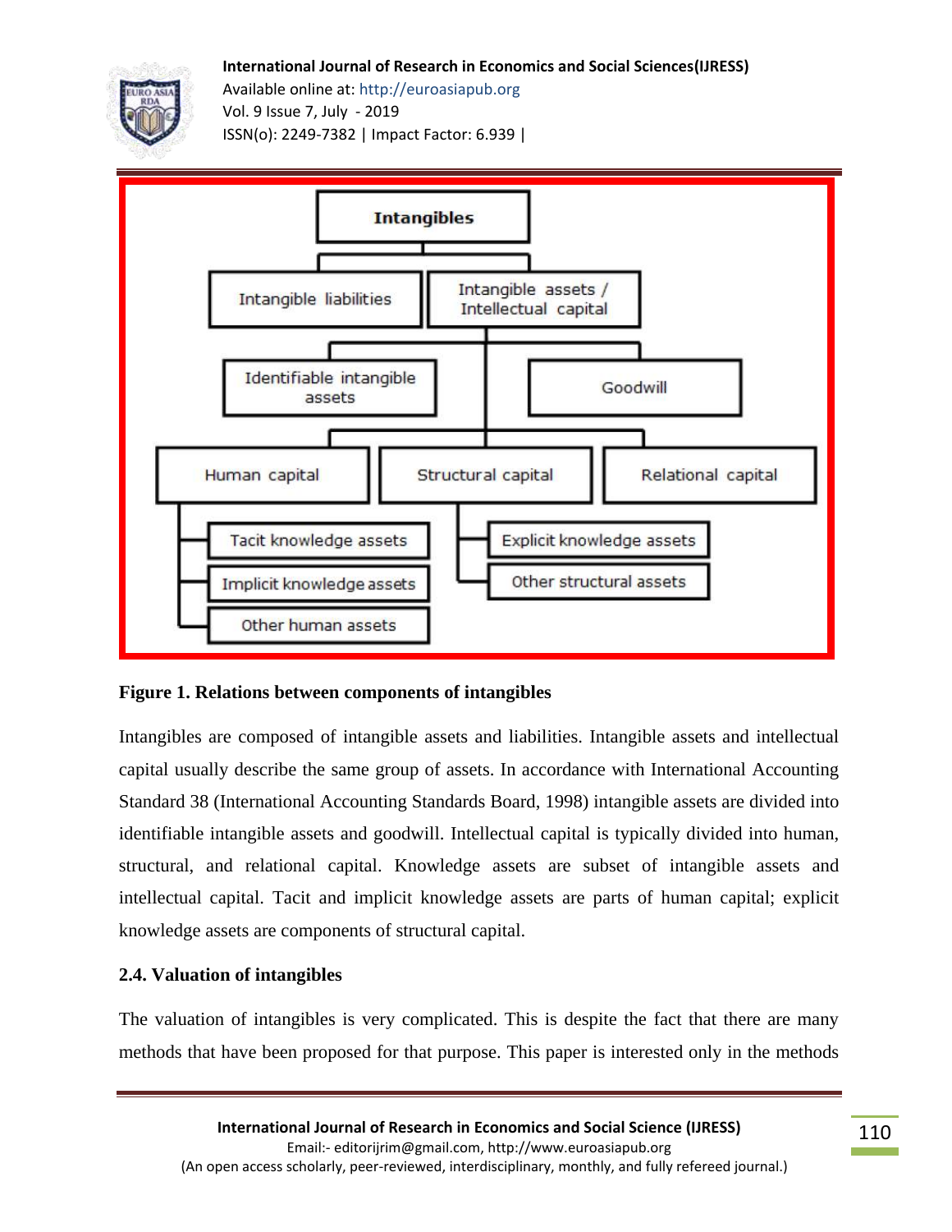**Figure 1. Relations between components of intangibles**

Intangibles are composed of intangible assets and liabilities. Intangible assets and intellectual capital usually describe the same group of assets. In accordance with International Accounting Standard 38 (International Accounting Standards Board, 1998) intangible assets are divided into identifiable intangible assets and goodwill. Intellectual capital is typically divided into human, structural, and relational capital. Knowledge assets are subset of intangible assets and intellectual capital. Tacit and implicit knowledge assets are parts of human capital; explicit knowledge assets are components of structural capital.

### 2.4. Valuation of intangibles

The valuation of intangibles is very complicated. This is despite the fact that there are many methods that have been proposed for that purpose. This paper is interested only in the methods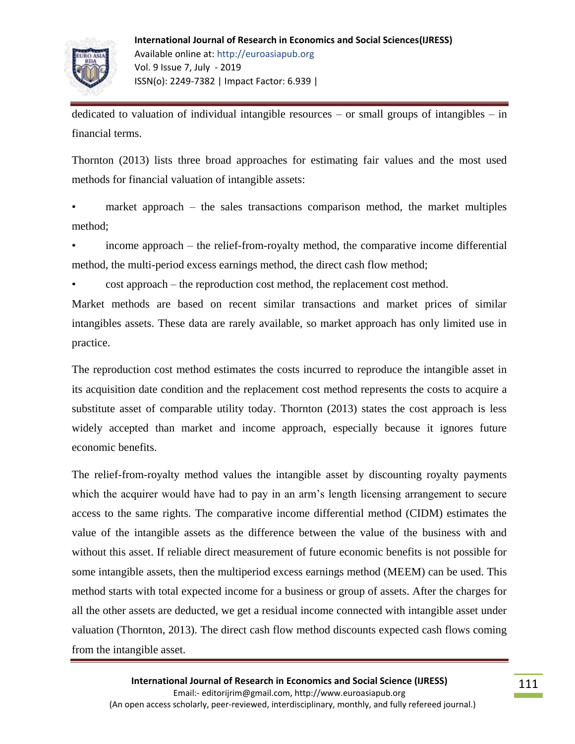dedicated to valuation of individual intangible resources – or small groups of intangibles – in financial terms.

Thornton (2013) lists three broad approaches for estimating fair values and the most used methods for financial valuation of intangible assets:

- market approach – the sales transactions comparison method, the market multiples method;
- income approach – the relief-from-royalty method, the comparative income differential method, the multi-period excess earnings method, the direct cash flow method;
- cost approach – the reproduction cost method, the replacement cost method.

Market methods are based on recent similar transactions and market prices of similar intangibles assets. These data are rarely available, so market approach has only limited use in practice.

The reproduction cost method estimates the costs incurred to reproduce the intangible asset in its acquisition date condition and the replacement cost method represents the costs to acquire a substitute asset of comparable utility today. Thornton (2013) states the cost approach is less widely accepted than market and income approach, especially because it ignores future economic benefits.

The relief-from-royalty method values the intangible asset by discounting royalty payments which the acquirer would have had to pay in an arm's length licensing arrangement to secure access to the same rights. The comparative income differential method (CIDM) estimates the value of the intangible assets as the difference between the value of the business with and without this asset. If reliable direct measurement of future economic benefits is not possible for some intangible assets, then the multiperiod excess earnings method (MEEM) can be used. This method starts with total expected income for a business or group of assets. After the charges for all the other assets are deducted, we get a residual income connected with intangible asset under valuation (Thornton, 2013). The direct cash flow method discounts expected cash flows coming from the intangible asset.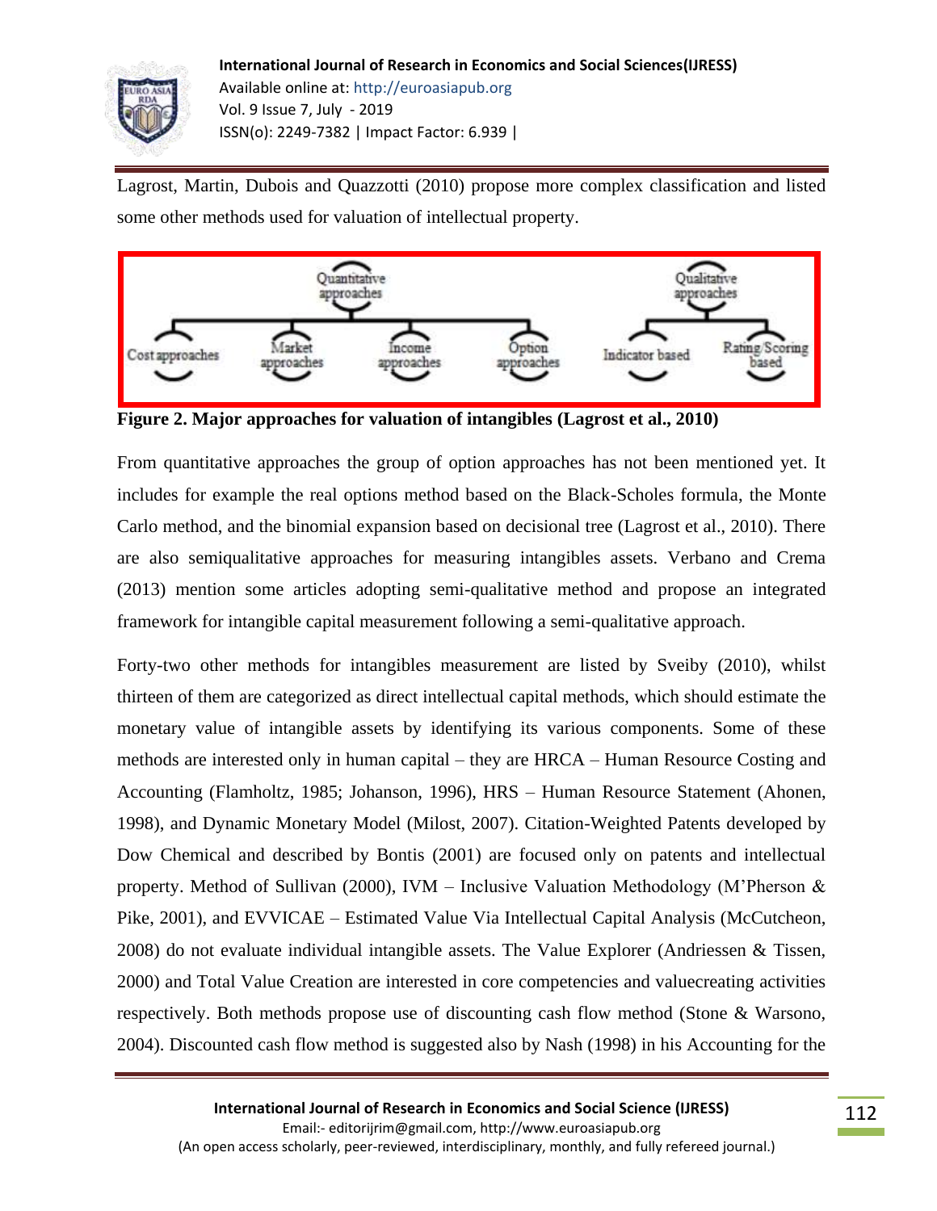Lagrost, Martin, Dubois and Quazzotti (2010) propose more complex classification and listed some other methods used for valuation of intellectual property.

| Quantitative approaches | | | | Qualitative approaches | |
|---|---|---|---|---|---|
| Cost approaches | Market approaches | Income approaches | Option approaches | Indicator based | Rating/Scoring based |

**Figure 2. Major approaches for valuation of intangibles (Lagrost et al., 2010)**

From quantitative approaches the group of option approaches has not been mentioned yet. It includes for example the real options method based on the Black-Scholes formula, the Monte Carlo method, and the binomial expansion based on decisional tree (Lagrost et al., 2010). There are also semiqualitative approaches for measuring intangibles assets. Verbano and Crema (2013) mention some articles adopting semi-qualitative method and propose an integrated framework for intangible capital measurement following a semi-qualitative approach.

Forty-two other methods for intangibles measurement are listed by Sveiby (2010), whilst thirteen of them are categorized as direct intellectual capital methods, which should estimate the monetary value of intangible assets by identifying its various components. Some of these methods are interested only in human capital – they are HRCA – Human Resource Costing and Accounting (Flamholtz, 1985; Johanson, 1996), HRS – Human Resource Statement (Ahonen, 1998), and Dynamic Monetary Model (Milost, 2007). Citation-Weighted Patents developed by Dow Chemical and described by Bontis (2001) are focused only on patents and intellectual property. Method of Sullivan (2000), IVM – Inclusive Valuation Methodology (M'Pherson & Pike, 2001), and EVVICAE – Estimated Value Via Intellectual Capital Analysis (McCutcheon, 2008) do not evaluate individual intangible assets. The Value Explorer (Andriessen & Tissen, 2000) and Total Value Creation are interested in core competencies and valuecreating activities respectively. Both methods propose use of discounting cash flow method (Stone & Warsono, 2004). Discounted cash flow method is suggested also by Nash (1998) in his Accounting for the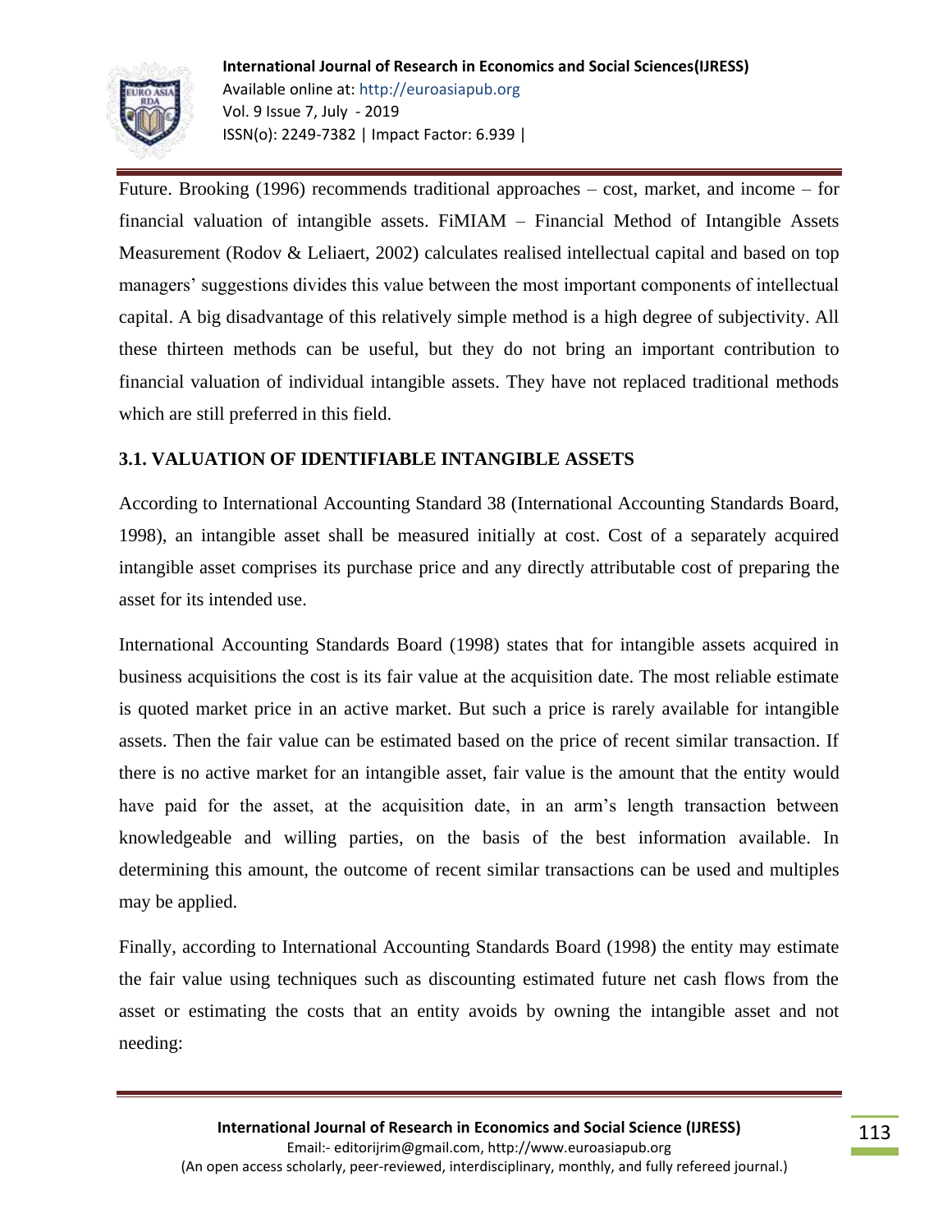Future. Brooking (1996) recommends traditional approaches – cost, market, and income – for financial valuation of intangible assets. FiMIAM – Financial Method of Intangible Assets Measurement (Rodov & Leliaert, 2002) calculates realised intellectual capital and based on top managers' suggestions divides this value between the most important components of intellectual capital. A big disadvantage of this relatively simple method is a high degree of subjectivity. All these thirteen methods can be useful, but they do not bring an important contribution to financial valuation of individual intangible assets. They have not replaced traditional methods which are still preferred in this field.

### 3.1. VALUATION OF IDENTIFIABLE INTANGIBLE ASSETS

According to International Accounting Standard 38 (International Accounting Standards Board, 1998), an intangible asset shall be measured initially at cost. Cost of a separately acquired intangible asset comprises its purchase price and any directly attributable cost of preparing the asset for its intended use.

International Accounting Standards Board (1998) states that for intangible assets acquired in business acquisitions the cost is its fair value at the acquisition date. The most reliable estimate is quoted market price in an active market. But such a price is rarely available for intangible assets. Then the fair value can be estimated based on the price of recent similar transaction. If there is no active market for an intangible asset, fair value is the amount that the entity would have paid for the asset, at the acquisition date, in an arm's length transaction between knowledgeable and willing parties, on the basis of the best information available. In determining this amount, the outcome of recent similar transactions can be used and multiples may be applied.

Finally, according to International Accounting Standards Board (1998) the entity may estimate the fair value using techniques such as discounting estimated future net cash flows from the asset or estimating the costs that an entity avoids by owning the intangible asset and not needing: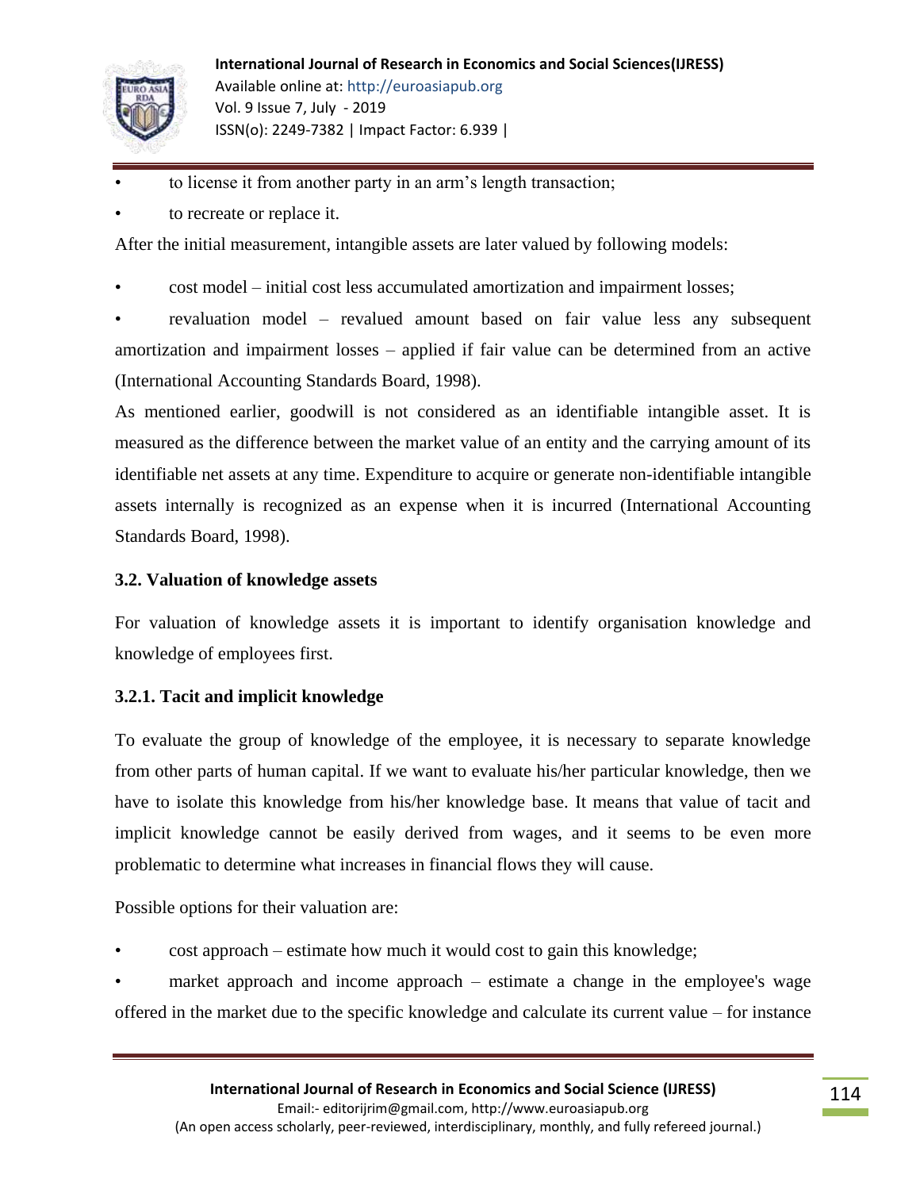- to license it from another party in an arm's length transaction;
- to recreate or replace it.

After the initial measurement, intangible assets are later valued by following models:

- cost model – initial cost less accumulated amortization and impairment losses;
- revaluation model – revalued amount based on fair value less any subsequent amortization and impairment losses – applied if fair value can be determined from an active (International Accounting Standards Board, 1998).

As mentioned earlier, goodwill is not considered as an identifiable intangible asset. It is measured as the difference between the market value of an entity and the carrying amount of its identifiable net assets at any time. Expenditure to acquire or generate non-identifiable intangible assets internally is recognized as an expense when it is incurred (International Accounting Standards Board, 1998).

### 3.2. Valuation of knowledge assets

For valuation of knowledge assets it is important to identify organisation knowledge and knowledge of employees first.

#### 3.2.1. Tacit and implicit knowledge

To evaluate the group of knowledge of the employee, it is necessary to separate knowledge from other parts of human capital. If we want to evaluate his/her particular knowledge, then we have to isolate this knowledge from his/her knowledge base. It means that value of tacit and implicit knowledge cannot be easily derived from wages, and it seems to be even more problematic to determine what increases in financial flows they will cause.

Possible options for their valuation are:

- cost approach – estimate how much it would cost to gain this knowledge;
- market approach and income approach – estimate a change in the employee's wage offered in the market due to the specific knowledge and calculate its current value – for instance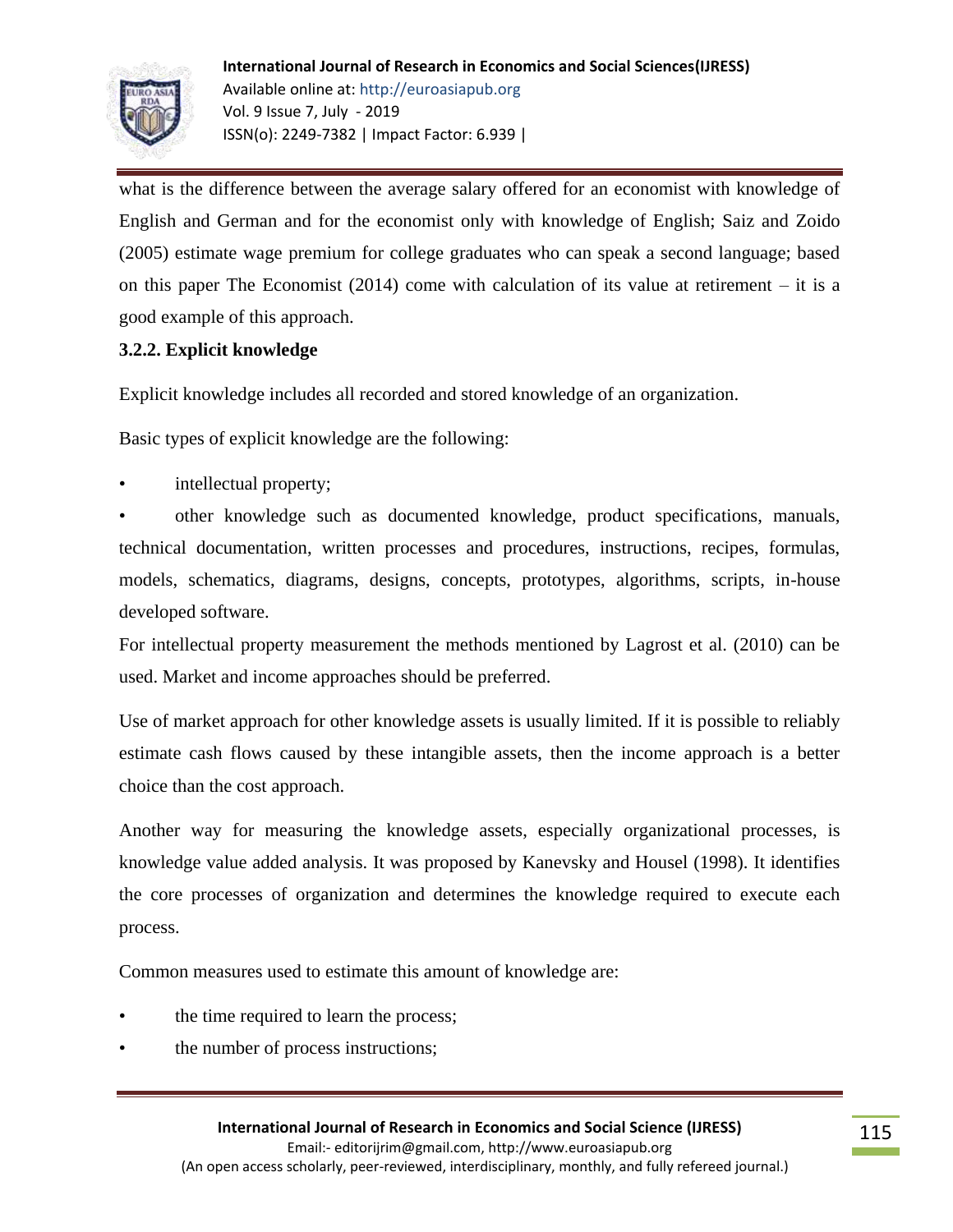what is the difference between the average salary offered for an economist with knowledge of English and German and for the economist only with knowledge of English; Saiz and Zoido (2005) estimate wage premium for college graduates who can speak a second language; based on this paper The Economist (2014) come with calculation of its value at retirement – it is a good example of this approach.

### 3.2.2. Explicit knowledge

Explicit knowledge includes all recorded and stored knowledge of an organization.

Basic types of explicit knowledge are the following:

- intellectual property;
- other knowledge such as documented knowledge, product specifications, manuals, technical documentation, written processes and procedures, instructions, recipes, formulas, models, schematics, diagrams, designs, concepts, prototypes, algorithms, scripts, in-house developed software.

For intellectual property measurement the methods mentioned by Lagrost et al. (2010) can be used. Market and income approaches should be preferred.

Use of market approach for other knowledge assets is usually limited. If it is possible to reliably estimate cash flows caused by these intangible assets, then the income approach is a better choice than the cost approach.

Another way for measuring the knowledge assets, especially organizational processes, is knowledge value added analysis. It was proposed by Kanevsky and Housel (1998). It identifies the core processes of organization and determines the knowledge required to execute each process.

Common measures used to estimate this amount of knowledge are:

- the time required to learn the process;
- the number of process instructions;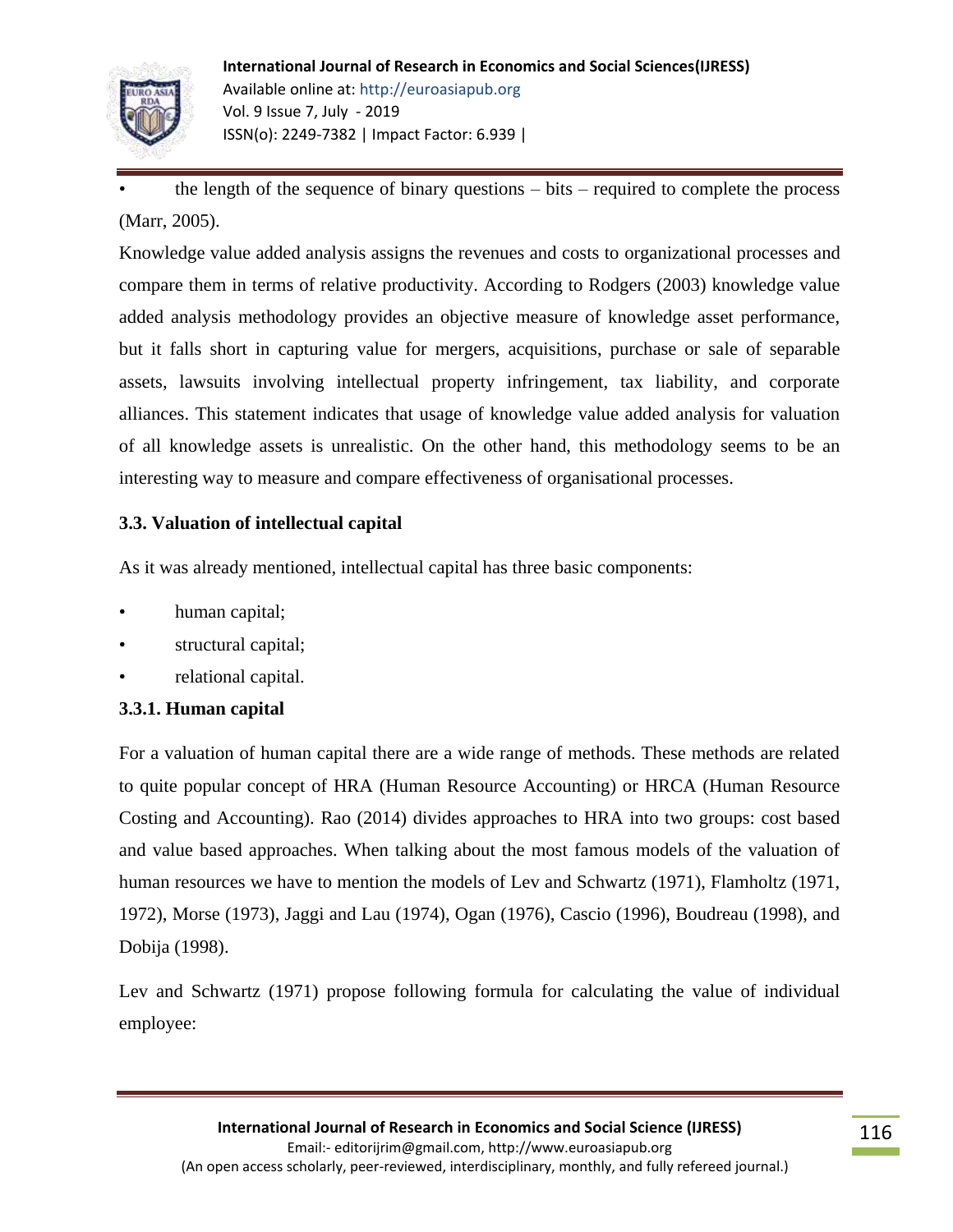- the length of the sequence of binary questions – bits – required to complete the process (Marr, 2005).

Knowledge value added analysis assigns the revenues and costs to organizational processes and compare them in terms of relative productivity. According to Rodgers (2003) knowledge value added analysis methodology provides an objective measure of knowledge asset performance, but it falls short in capturing value for mergers, acquisitions, purchase or sale of separable assets, lawsuits involving intellectual property infringement, tax liability, and corporate alliances. This statement indicates that usage of knowledge value added analysis for valuation of all knowledge assets is unrealistic. On the other hand, this methodology seems to be an interesting way to measure and compare effectiveness of organisational processes.

### 3.3. Valuation of intellectual capital

As it was already mentioned, intellectual capital has three basic components:

- human capital;
- structural capital;
- relational capital.

#### 3.3.1. Human capital

For a valuation of human capital there are a wide range of methods. These methods are related to quite popular concept of HRA (Human Resource Accounting) or HRCA (Human Resource Costing and Accounting). Rao (2014) divides approaches to HRA into two groups: cost based and value based approaches. When talking about the most famous models of the valuation of human resources we have to mention the models of Lev and Schwartz (1971), Flamholtz (1971, 1972), Morse (1973), Jaggi and Lau (1974), Ogan (1976), Cascio (1996), Boudreau (1998), and Dobija (1998).

Lev and Schwartz (1971) propose following formula for calculating the value of individual employee: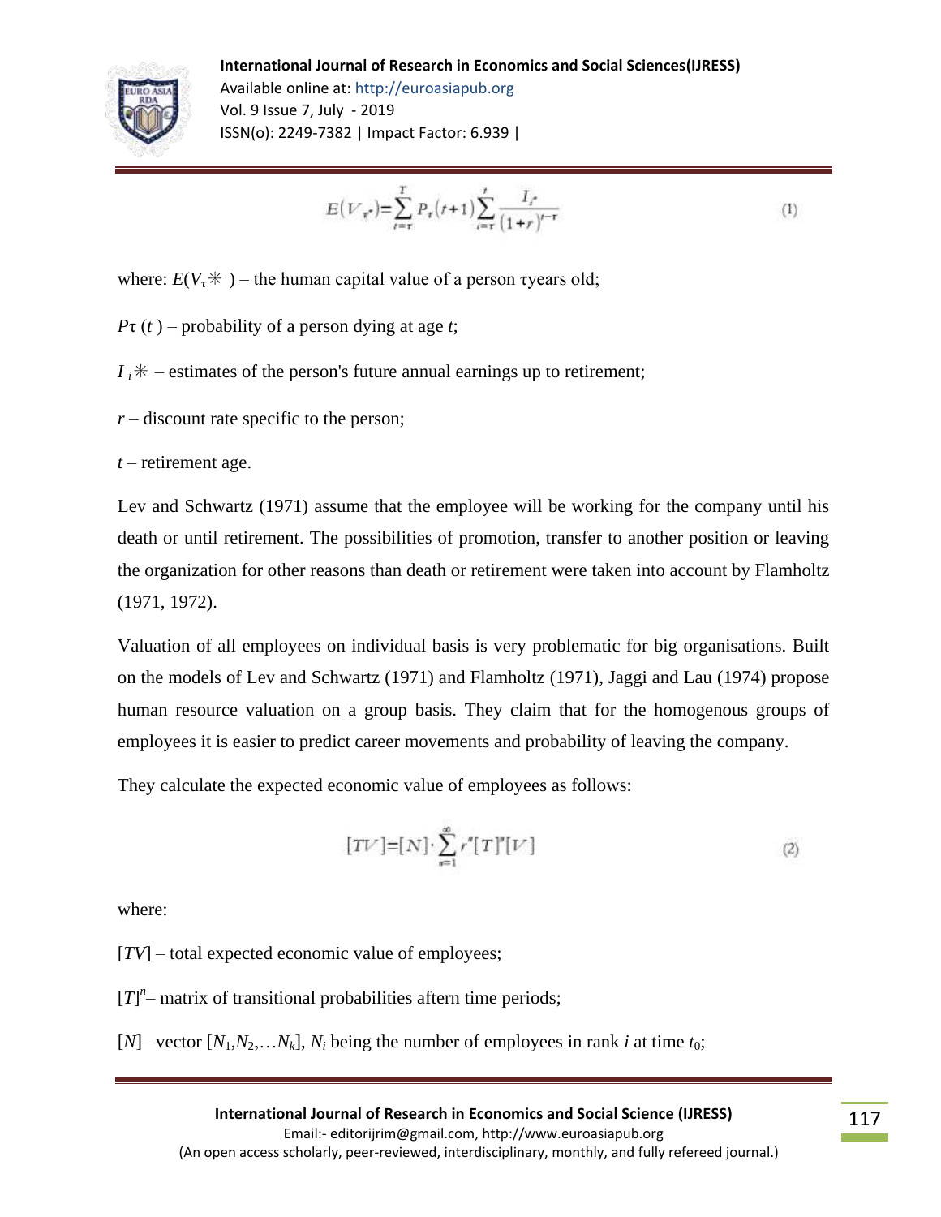$$E(V_{\tau^*})=\sum_{t=\tau}^{T} P_{\tau}(t+1)\sum_{i=\tau}^{t} \frac{I_{i^*}}{(1+r)^{t-\tau}} \tag{1}$$

where: $E(V_{\tau}*)$ – the human capital value of a person τyears old;

$P\tau(t)$ – probability of a person dying at age $t$;

$I_i*$ – estimates of the person's future annual earnings up to retirement;

$r$ – discount rate specific to the person;

$t$ – retirement age.

Lev and Schwartz (1971) assume that the employee will be working for the company until his death or until retirement. The possibilities of promotion, transfer to another position or leaving the organization for other reasons than death or retirement were taken into account by Flamholtz (1971, 1972).

Valuation of all employees on individual basis is very problematic for big organisations. Built on the models of Lev and Schwartz (1971) and Flamholtz (1971), Jaggi and Lau (1974) propose human resource valuation on a group basis. They claim that for the homogenous groups of employees it is easier to predict career movements and probability of leaving the company.

They calculate the expected economic value of employees as follows:

$$[TV]=[N]\cdot\sum_{n=1}^{\infty} r^n[T]^n[V] \tag{2}$$

where:

$[TV]$ – total expected economic value of employees;

$[T]^n$– matrix of transitional probabilities aftern time periods;

$[N]$– vector $[N_1,N_2,\ldots N_k]$, $N_i$ being the number of employees in rank $i$ at time $t_0$;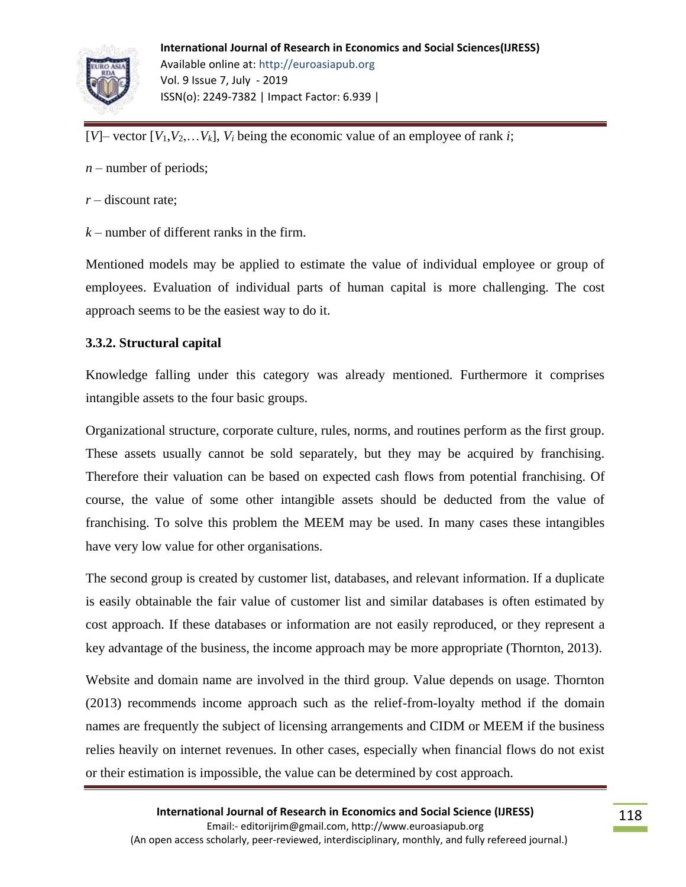$[V]$– vector $[V_1, V_2, \dots V_k]$, $V_i$ being the economic value of an employee of rank $i$;

$n$ – number of periods;

$r$ – discount rate;

$k$ – number of different ranks in the firm.

Mentioned models may be applied to estimate the value of individual employee or group of employees. Evaluation of individual parts of human capital is more challenging. The cost approach seems to be the easiest way to do it.

### 3.3.2. Structural capital

Knowledge falling under this category was already mentioned. Furthermore it comprises intangible assets to the four basic groups.

Organizational structure, corporate culture, rules, norms, and routines perform as the first group. These assets usually cannot be sold separately, but they may be acquired by franchising. Therefore their valuation can be based on expected cash flows from potential franchising. Of course, the value of some other intangible assets should be deducted from the value of franchising. To solve this problem the MEEM may be used. In many cases these intangibles have very low value for other organisations.

The second group is created by customer list, databases, and relevant information. If a duplicate is easily obtainable the fair value of customer list and similar databases is often estimated by cost approach. If these databases or information are not easily reproduced, or they represent a key advantage of the business, the income approach may be more appropriate (Thornton, 2013).

Website and domain name are involved in the third group. Value depends on usage. Thornton (2013) recommends income approach such as the relief-from-loyalty method if the domain names are frequently the subject of licensing arrangements and CIDM or MEEM if the business relies heavily on internet revenues. In other cases, especially when financial flows do not exist or their estimation is impossible, the value can be determined by cost approach.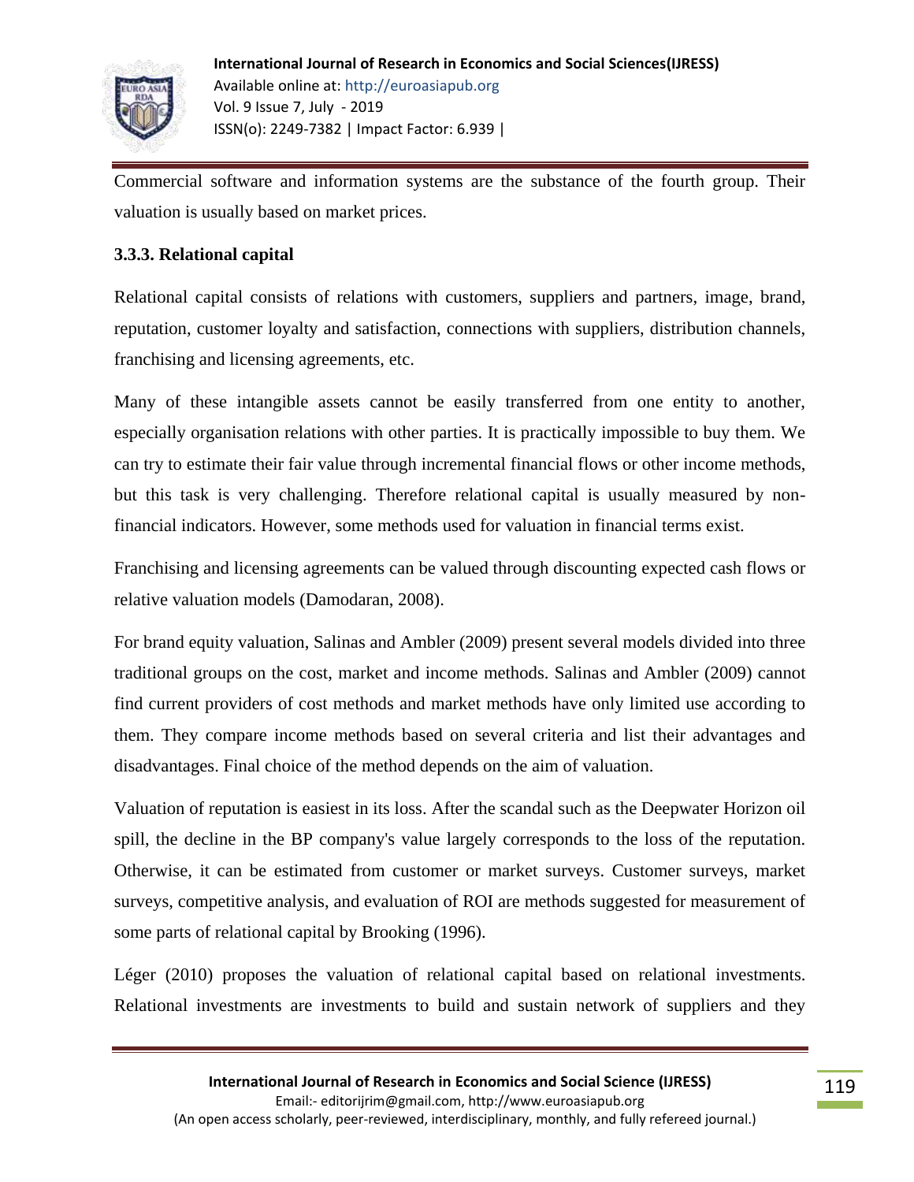Commercial software and information systems are the substance of the fourth group. Their valuation is usually based on market prices.

### 3.3.3. Relational capital

Relational capital consists of relations with customers, suppliers and partners, image, brand, reputation, customer loyalty and satisfaction, connections with suppliers, distribution channels, franchising and licensing agreements, etc.

Many of these intangible assets cannot be easily transferred from one entity to another, especially organisation relations with other parties. It is practically impossible to buy them. We can try to estimate their fair value through incremental financial flows or other income methods, but this task is very challenging. Therefore relational capital is usually measured by non-financial indicators. However, some methods used for valuation in financial terms exist.

Franchising and licensing agreements can be valued through discounting expected cash flows or relative valuation models (Damodaran, 2008).

For brand equity valuation, Salinas and Ambler (2009) present several models divided into three traditional groups on the cost, market and income methods. Salinas and Ambler (2009) cannot find current providers of cost methods and market methods have only limited use according to them. They compare income methods based on several criteria and list their advantages and disadvantages. Final choice of the method depends on the aim of valuation.

Valuation of reputation is easiest in its loss. After the scandal such as the Deepwater Horizon oil spill, the decline in the BP company's value largely corresponds to the loss of the reputation. Otherwise, it can be estimated from customer or market surveys. Customer surveys, market surveys, competitive analysis, and evaluation of ROI are methods suggested for measurement of some parts of relational capital by Brooking (1996).

Léger (2010) proposes the valuation of relational capital based on relational investments. Relational investments are investments to build and sustain network of suppliers and they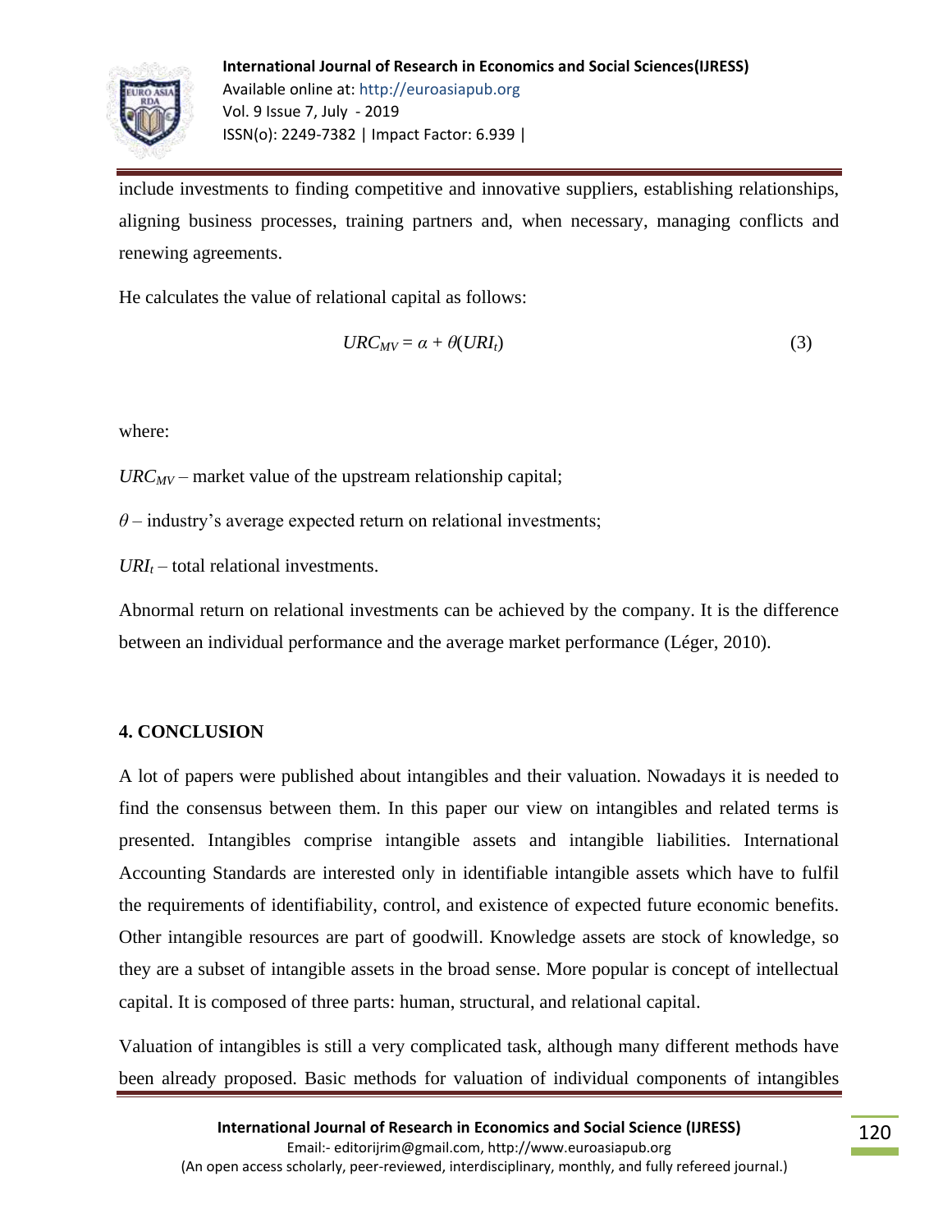include investments to finding competitive and innovative suppliers, establishing relationships, aligning business processes, training partners and, when necessary, managing conflicts and renewing agreements.

He calculates the value of relational capital as follows:

$$URC_{MV} = \alpha + \theta(URI_t) \tag{3}$$

where:

$URC_{MV}$ – market value of the upstream relationship capital;

$\theta$ – industry's average expected return on relational investments;

$URI_t$ – total relational investments.

Abnormal return on relational investments can be achieved by the company. It is the difference between an individual performance and the average market performance (Léger, 2010).

## 4. CONCLUSION

A lot of papers were published about intangibles and their valuation. Nowadays it is needed to find the consensus between them. In this paper our view on intangibles and related terms is presented. Intangibles comprise intangible assets and intangible liabilities. International Accounting Standards are interested only in identifiable intangible assets which have to fulfil the requirements of identifiability, control, and existence of expected future economic benefits. Other intangible resources are part of goodwill. Knowledge assets are stock of knowledge, so they are a subset of intangible assets in the broad sense. More popular is concept of intellectual capital. It is composed of three parts: human, structural, and relational capital.

Valuation of intangibles is still a very complicated task, although many different methods have been already proposed. Basic methods for valuation of individual components of intangibles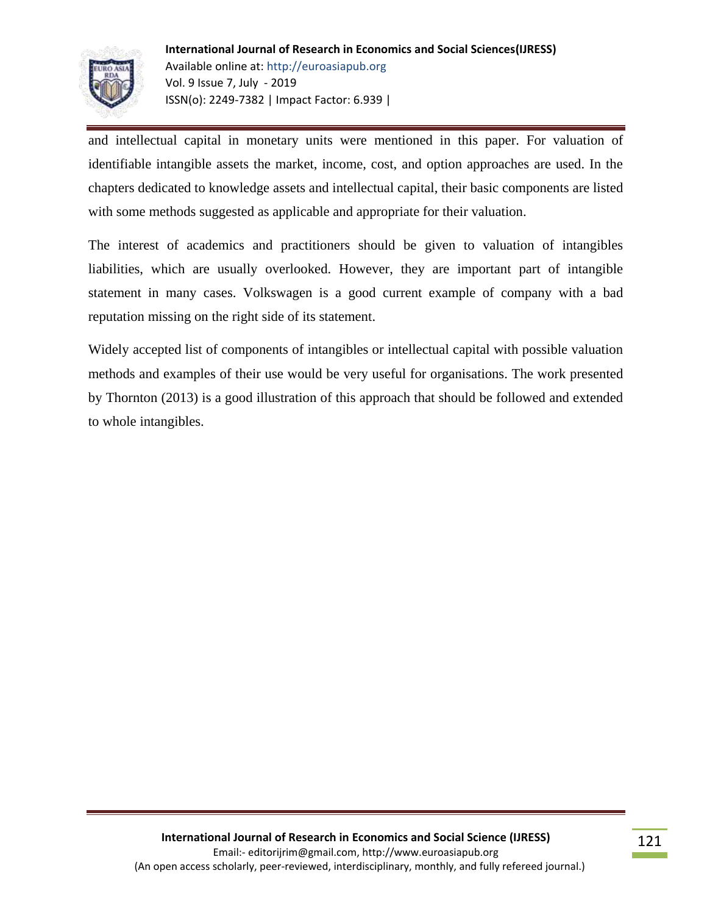and intellectual capital in monetary units were mentioned in this paper. For valuation of identifiable intangible assets the market, income, cost, and option approaches are used. In the chapters dedicated to knowledge assets and intellectual capital, their basic components are listed with some methods suggested as applicable and appropriate for their valuation.

The interest of academics and practitioners should be given to valuation of intangibles liabilities, which are usually overlooked. However, they are important part of intangible statement in many cases. Volkswagen is a good current example of company with a bad reputation missing on the right side of its statement.

Widely accepted list of components of intangibles or intellectual capital with possible valuation methods and examples of their use would be very useful for organisations. The work presented by Thornton (2013) is a good illustration of this approach that should be followed and extended to whole intangibles.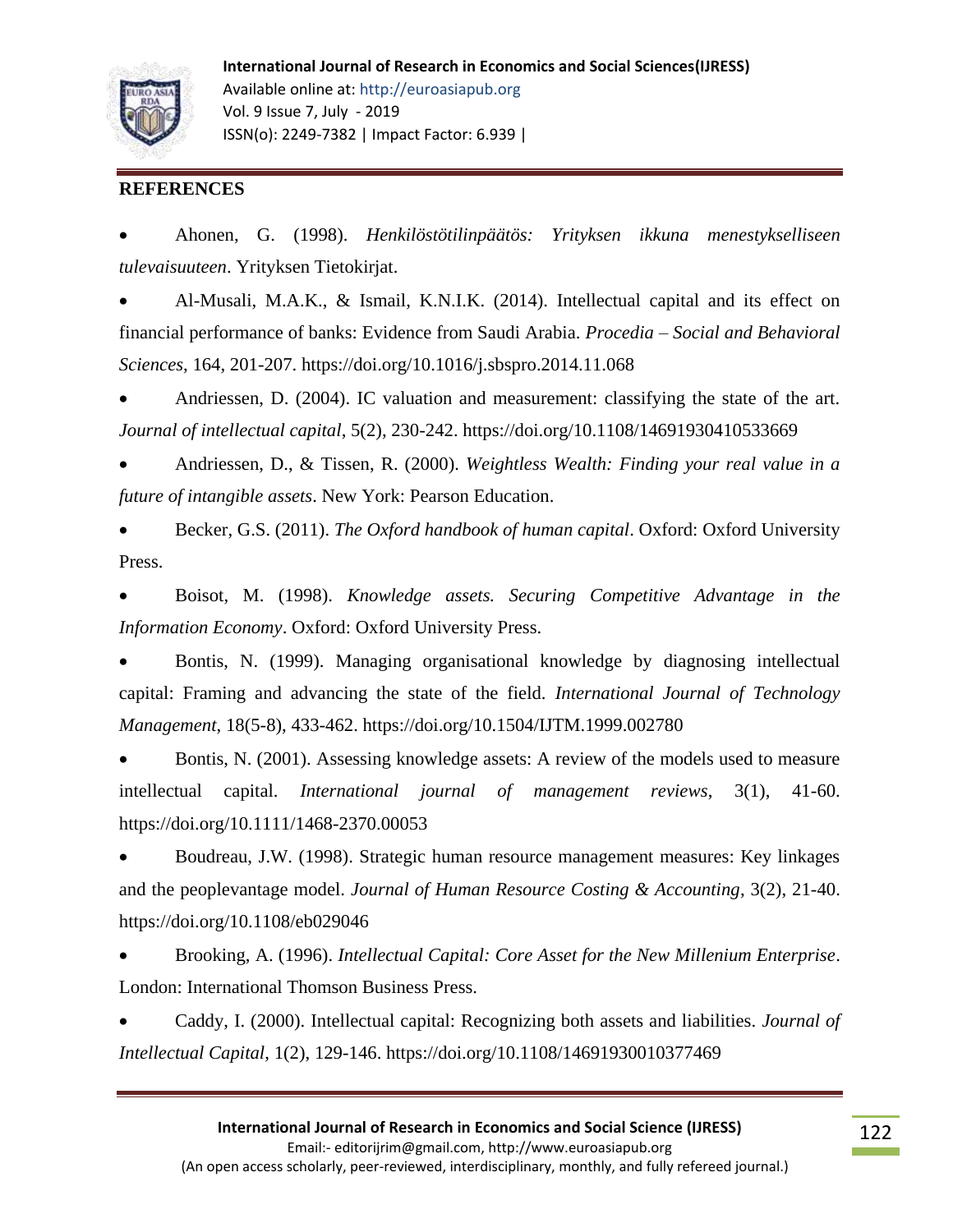## REFERENCES

- Ahonen, G. (1998). *Henkilöstötilinpäätös: Yrityksen ikkuna menestykselliseen tulevaisuuteen*. Yrityksen Tietokirjat.
- Al-Musali, M.A.K., & Ismail, K.N.I.K. (2014). Intellectual capital and its effect on financial performance of banks: Evidence from Saudi Arabia. *Procedia – Social and Behavioral Sciences*, 164, 201-207. https://doi.org/10.1016/j.sbspro.2014.11.068
- Andriessen, D. (2004). IC valuation and measurement: classifying the state of the art. *Journal of intellectual capital*, 5(2), 230-242. https://doi.org/10.1108/14691930410533669
- Andriessen, D., & Tissen, R. (2000). *Weightless Wealth: Finding your real value in a future of intangible assets*. New York: Pearson Education.
- Becker, G.S. (2011). *The Oxford handbook of human capital*. Oxford: Oxford University Press.
- Boisot, M. (1998). *Knowledge assets. Securing Competitive Advantage in the Information Economy*. Oxford: Oxford University Press.
- Bontis, N. (1999). Managing organisational knowledge by diagnosing intellectual capital: Framing and advancing the state of the field. *International Journal of Technology Management*, 18(5-8), 433-462. https://doi.org/10.1504/IJTM.1999.002780
- Bontis, N. (2001). Assessing knowledge assets: A review of the models used to measure intellectual capital. *International journal of management reviews*, 3(1), 41-60. https://doi.org/10.1111/1468-2370.00053
- Boudreau, J.W. (1998). Strategic human resource management measures: Key linkages and the peoplevantage model. *Journal of Human Resource Costing & Accounting*, 3(2), 21-40. https://doi.org/10.1108/eb029046
- Brooking, A. (1996). *Intellectual Capital: Core Asset for the New Millenium Enterprise*. London: International Thomson Business Press.
- Caddy, I. (2000). Intellectual capital: Recognizing both assets and liabilities. *Journal of Intellectual Capital*, 1(2), 129-146. https://doi.org/10.1108/14691930010377469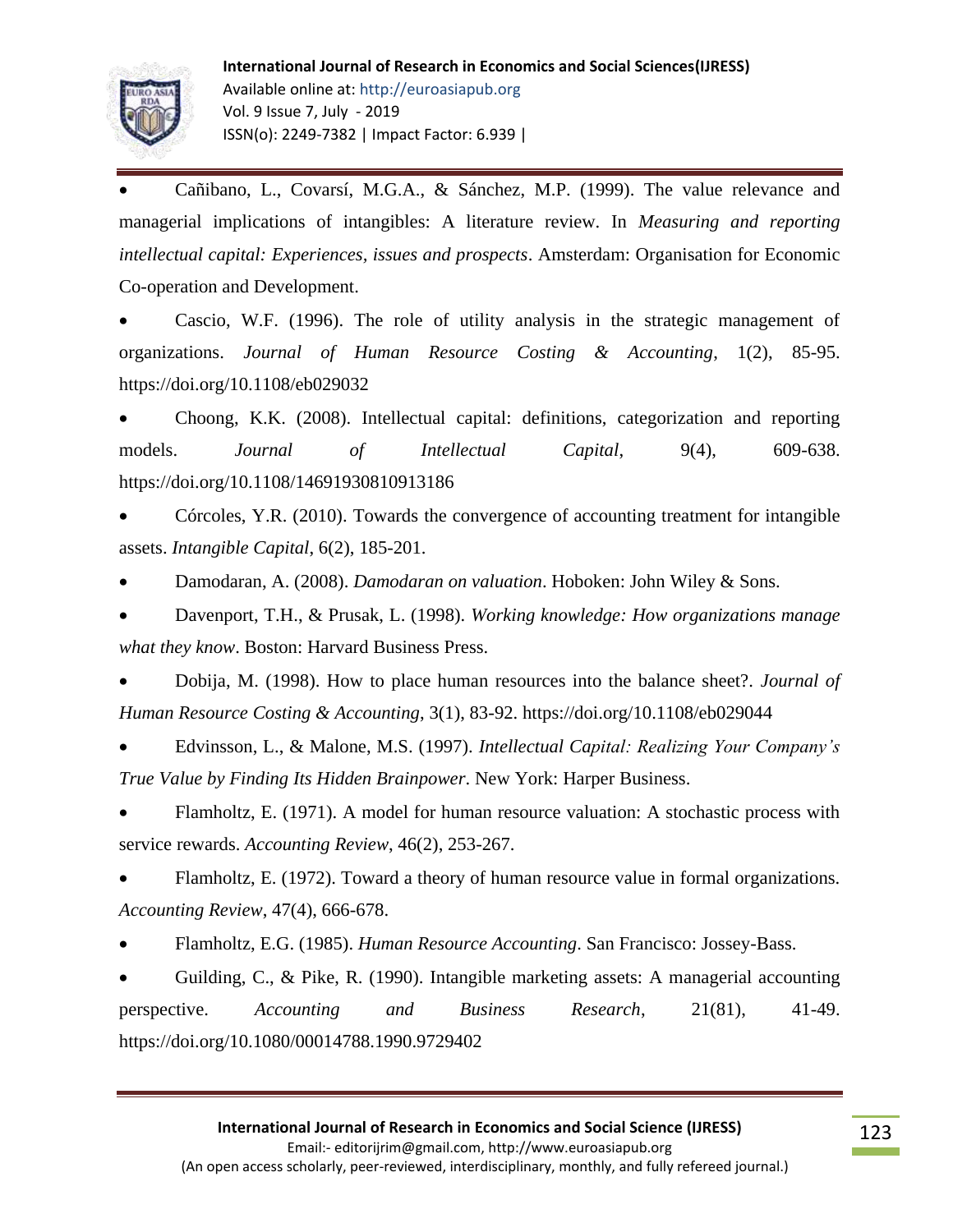- Cañibano, L., Covarsí, M.G.A., & Sánchez, M.P. (1999). The value relevance and managerial implications of intangibles: A literature review. In *Measuring and reporting intellectual capital: Experiences, issues and prospects*. Amsterdam: Organisation for Economic Co-operation and Development.
- Cascio, W.F. (1996). The role of utility analysis in the strategic management of organizations. *Journal of Human Resource Costing & Accounting*, 1(2), 85-95. https://doi.org/10.1108/eb029032
- Choong, K.K. (2008). Intellectual capital: definitions, categorization and reporting models. *Journal of Intellectual Capital*, 9(4), 609-638. https://doi.org/10.1108/14691930810913186
- Córcoles, Y.R. (2010). Towards the convergence of accounting treatment for intangible assets. *Intangible Capital*, 6(2), 185-201.
- Damodaran, A. (2008). *Damodaran on valuation*. Hoboken: John Wiley & Sons.
- Davenport, T.H., & Prusak, L. (1998). *Working knowledge: How organizations manage what they know*. Boston: Harvard Business Press.
- Dobija, M. (1998). How to place human resources into the balance sheet?. *Journal of Human Resource Costing & Accounting*, 3(1), 83-92. https://doi.org/10.1108/eb029044
- Edvinsson, L., & Malone, M.S. (1997). *Intellectual Capital: Realizing Your Company's True Value by Finding Its Hidden Brainpower*. New York: Harper Business.
- Flamholtz, E. (1971). A model for human resource valuation: A stochastic process with service rewards. *Accounting Review*, 46(2), 253-267.
- Flamholtz, E. (1972). Toward a theory of human resource value in formal organizations. *Accounting Review*, 47(4), 666-678.
- Flamholtz, E.G. (1985). *Human Resource Accounting*. San Francisco: Jossey-Bass.
- Guilding, C., & Pike, R. (1990). Intangible marketing assets: A managerial accounting perspective. *Accounting and Business Research*, 21(81), 41-49. https://doi.org/10.1080/00014788.1990.9729402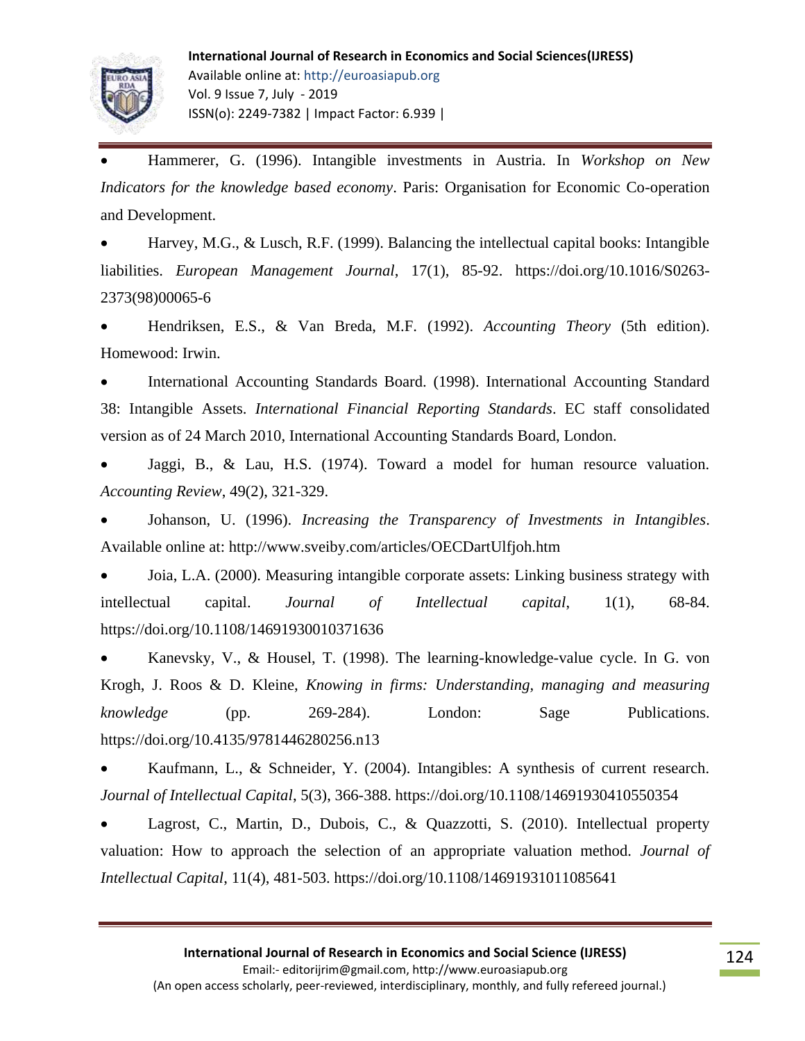- Hammerer, G. (1996). Intangible investments in Austria. In *Workshop on New Indicators for the knowledge based economy*. Paris: Organisation for Economic Co-operation and Development.
- Harvey, M.G., & Lusch, R.F. (1999). Balancing the intellectual capital books: Intangible liabilities. *European Management Journal*, 17(1), 85-92. https://doi.org/10.1016/S0263-2373(98)00065-6
- Hendriksen, E.S., & Van Breda, M.F. (1992). *Accounting Theory* (5th edition). Homewood: Irwin.
- International Accounting Standards Board. (1998). International Accounting Standard 38: Intangible Assets. *International Financial Reporting Standards*. EC staff consolidated version as of 24 March 2010, International Accounting Standards Board, London.
- Jaggi, B., & Lau, H.S. (1974). Toward a model for human resource valuation. *Accounting Review*, 49(2), 321-329.
- Johanson, U. (1996). *Increasing the Transparency of Investments in Intangibles*. Available online at: http://www.sveiby.com/articles/OECDartUlfjoh.htm
- Joia, L.A. (2000). Measuring intangible corporate assets: Linking business strategy with intellectual capital. *Journal of Intellectual capital*, 1(1), 68-84. https://doi.org/10.1108/14691930010371636
- Kanevsky, V., & Housel, T. (1998). The learning-knowledge-value cycle. In G. von Krogh, J. Roos & D. Kleine, *Knowing in firms: Understanding, managing and measuring knowledge* (pp. 269-284). London: Sage Publications. https://doi.org/10.4135/9781446280256.n13
- Kaufmann, L., & Schneider, Y. (2004). Intangibles: A synthesis of current research. *Journal of Intellectual Capital*, 5(3), 366-388. https://doi.org/10.1108/14691930410550354
- Lagrost, C., Martin, D., Dubois, C., & Quazzotti, S. (2010). Intellectual property valuation: How to approach the selection of an appropriate valuation method. *Journal of Intellectual Capital*, 11(4), 481-503. https://doi.org/10.1108/14691931011085641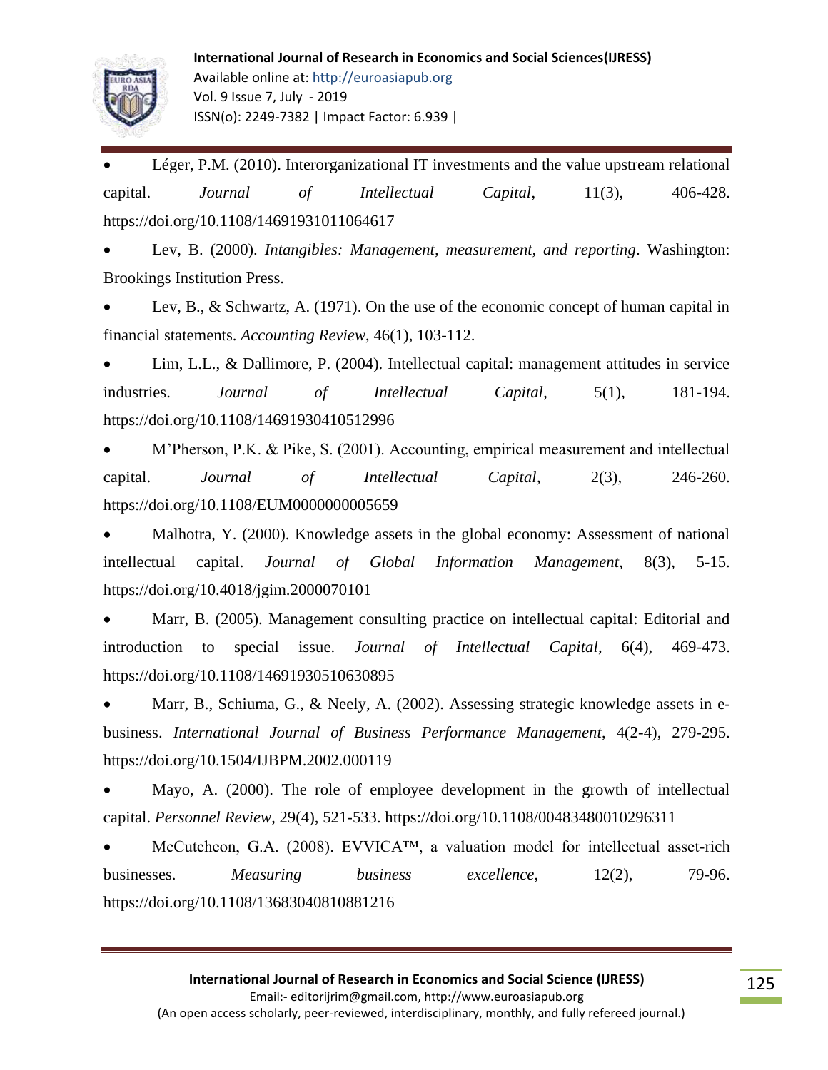- Léger, P.M. (2010). Interorganizational IT investments and the value upstream relational capital. *Journal of Intellectual Capital*, 11(3), 406-428. https://doi.org/10.1108/14691931011064617
- Lev, B. (2000). *Intangibles: Management, measurement, and reporting*. Washington: Brookings Institution Press.
- Lev, B., & Schwartz, A. (1971). On the use of the economic concept of human capital in financial statements. *Accounting Review*, 46(1), 103-112.
- Lim, L.L., & Dallimore, P. (2004). Intellectual capital: management attitudes in service industries. *Journal of Intellectual Capital*, 5(1), 181-194. https://doi.org/10.1108/14691930410512996
- M'Pherson, P.K. & Pike, S. (2001). Accounting, empirical measurement and intellectual capital. *Journal of Intellectual Capital*, 2(3), 246-260. https://doi.org/10.1108/EUM0000000005659
- Malhotra, Y. (2000). Knowledge assets in the global economy: Assessment of national intellectual capital. *Journal of Global Information Management*, 8(3), 5-15. https://doi.org/10.4018/jgim.2000070101
- Marr, B. (2005). Management consulting practice on intellectual capital: Editorial and introduction to special issue. *Journal of Intellectual Capital*, 6(4), 469-473. https://doi.org/10.1108/14691930510630895
- Marr, B., Schiuma, G., & Neely, A. (2002). Assessing strategic knowledge assets in e-business. *International Journal of Business Performance Management*, 4(2-4), 279-295. https://doi.org/10.1504/IJBPM.2002.000119
- Mayo, A. (2000). The role of employee development in the growth of intellectual capital. *Personnel Review*, 29(4), 521-533. https://doi.org/10.1108/00483480010296311
- McCutcheon, G.A. (2008). EVVICA™, a valuation model for intellectual asset-rich businesses. *Measuring business excellence*, 12(2), 79-96. https://doi.org/10.1108/13683040810881216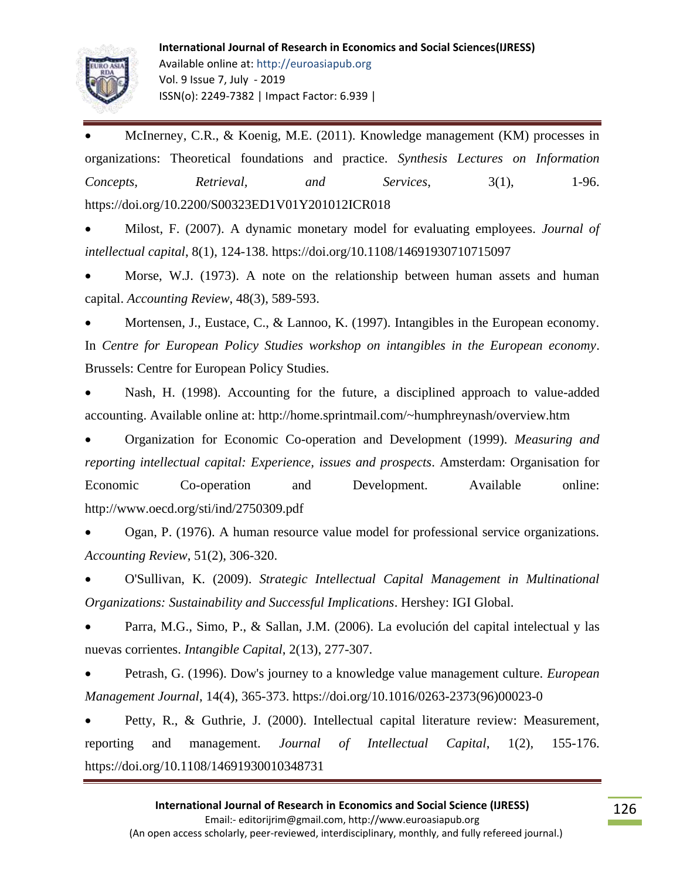- McInerney, C.R., & Koenig, M.E. (2011). Knowledge management (KM) processes in organizations: Theoretical foundations and practice. *Synthesis Lectures on Information Concepts, Retrieval, and Services*, 3(1), 1-96. https://doi.org/10.2200/S00323ED1V01Y201012ICR018
- Milost, F. (2007). A dynamic monetary model for evaluating employees. *Journal of intellectual capital*, 8(1), 124-138. https://doi.org/10.1108/14691930710715097
- Morse, W.J. (1973). A note on the relationship between human assets and human capital. *Accounting Review*, 48(3), 589-593.
- Mortensen, J., Eustace, C., & Lannoo, K. (1997). Intangibles in the European economy. In *Centre for European Policy Studies workshop on intangibles in the European economy*. Brussels: Centre for European Policy Studies.
- Nash, H. (1998). Accounting for the future, a disciplined approach to value-added accounting. Available online at: http://home.sprintmail.com/~humphreynash/overview.htm
- Organization for Economic Co-operation and Development (1999). *Measuring and reporting intellectual capital: Experience, issues and prospects*. Amsterdam: Organisation for Economic Co-operation and Development. Available online: http://www.oecd.org/sti/ind/2750309.pdf
- Ogan, P. (1976). A human resource value model for professional service organizations. *Accounting Review*, 51(2), 306-320.
- O'Sullivan, K. (2009). *Strategic Intellectual Capital Management in Multinational Organizations: Sustainability and Successful Implications*. Hershey: IGI Global.
- Parra, M.G., Simo, P., & Sallan, J.M. (2006). La evolución del capital intelectual y las nuevas corrientes. *Intangible Capital*, 2(13), 277-307.
- Petrash, G. (1996). Dow's journey to a knowledge value management culture. *European Management Journal*, 14(4), 365-373. https://doi.org/10.1016/0263-2373(96)00023-0
- Petty, R., & Guthrie, J. (2000). Intellectual capital literature review: Measurement, reporting and management. *Journal of Intellectual Capital*, 1(2), 155-176. https://doi.org/10.1108/14691930010348731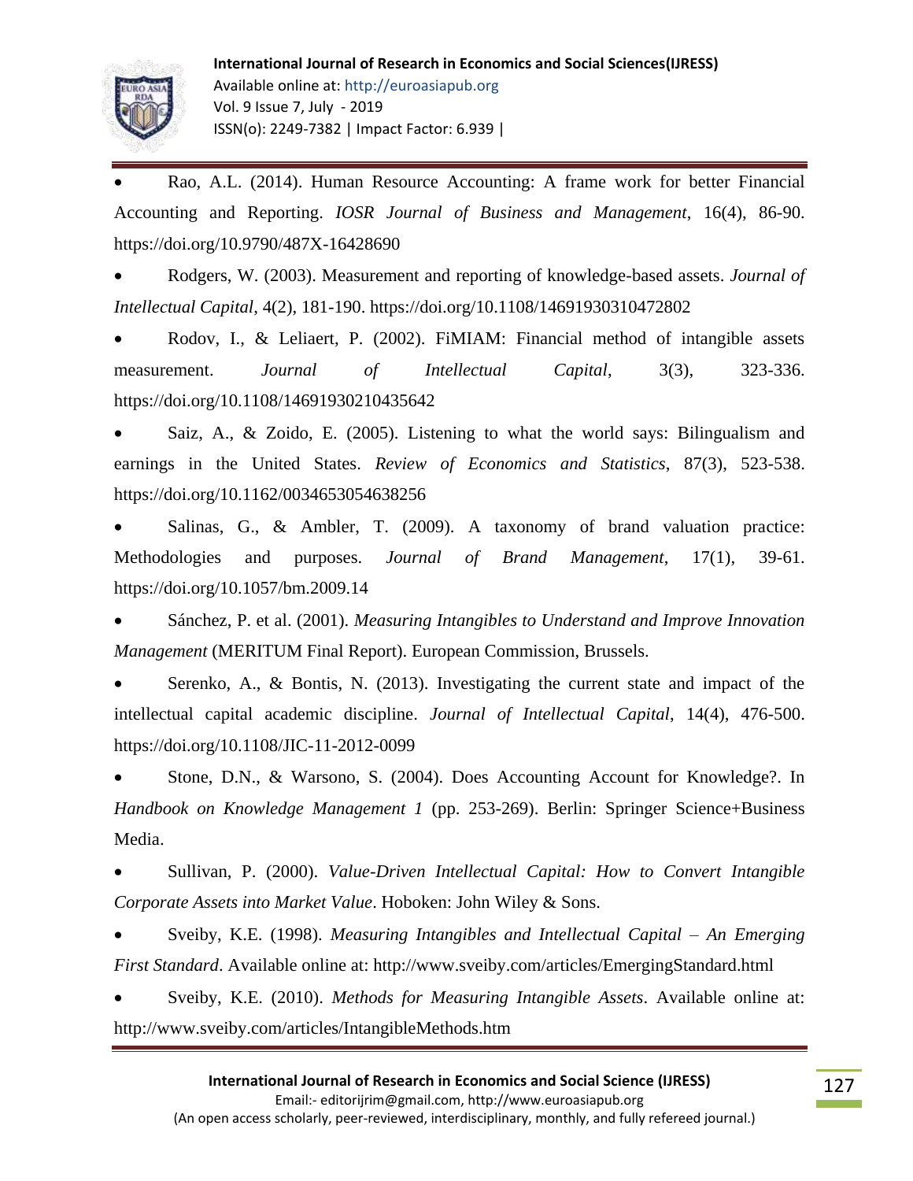- Rao, A.L. (2014). Human Resource Accounting: A frame work for better Financial Accounting and Reporting. *IOSR Journal of Business and Management*, 16(4), 86-90. https://doi.org/10.9790/487X-16428690
- Rodgers, W. (2003). Measurement and reporting of knowledge-based assets. *Journal of Intellectual Capital*, 4(2), 181-190. https://doi.org/10.1108/14691930310472802
- Rodov, I., & Leliaert, P. (2002). FiMIAM: Financial method of intangible assets measurement. *Journal of Intellectual Capital*, 3(3), 323-336. https://doi.org/10.1108/14691930210435642
- Saiz, A., & Zoido, E. (2005). Listening to what the world says: Bilingualism and earnings in the United States. *Review of Economics and Statistics*, 87(3), 523-538. https://doi.org/10.1162/0034653054638256
- Salinas, G., & Ambler, T. (2009). A taxonomy of brand valuation practice: Methodologies and purposes. *Journal of Brand Management*, 17(1), 39-61. https://doi.org/10.1057/bm.2009.14
- Sánchez, P. et al. (2001). *Measuring Intangibles to Understand and Improve Innovation Management* (MERITUM Final Report). European Commission, Brussels.
- Serenko, A., & Bontis, N. (2013). Investigating the current state and impact of the intellectual capital academic discipline. *Journal of Intellectual Capital*, 14(4), 476-500. https://doi.org/10.1108/JIC-11-2012-0099
- Stone, D.N., & Warsono, S. (2004). Does Accounting Account for Knowledge?. In *Handbook on Knowledge Management 1* (pp. 253-269). Berlin: Springer Science+Business Media.
- Sullivan, P. (2000). *Value-Driven Intellectual Capital: How to Convert Intangible Corporate Assets into Market Value*. Hoboken: John Wiley & Sons.
- Sveiby, K.E. (1998). *Measuring Intangibles and Intellectual Capital – An Emerging First Standard*. Available online at: http://www.sveiby.com/articles/EmergingStandard.html
- Sveiby, K.E. (2010). *Methods for Measuring Intangible Assets*. Available online at: http://www.sveiby.com/articles/IntangibleMethods.htm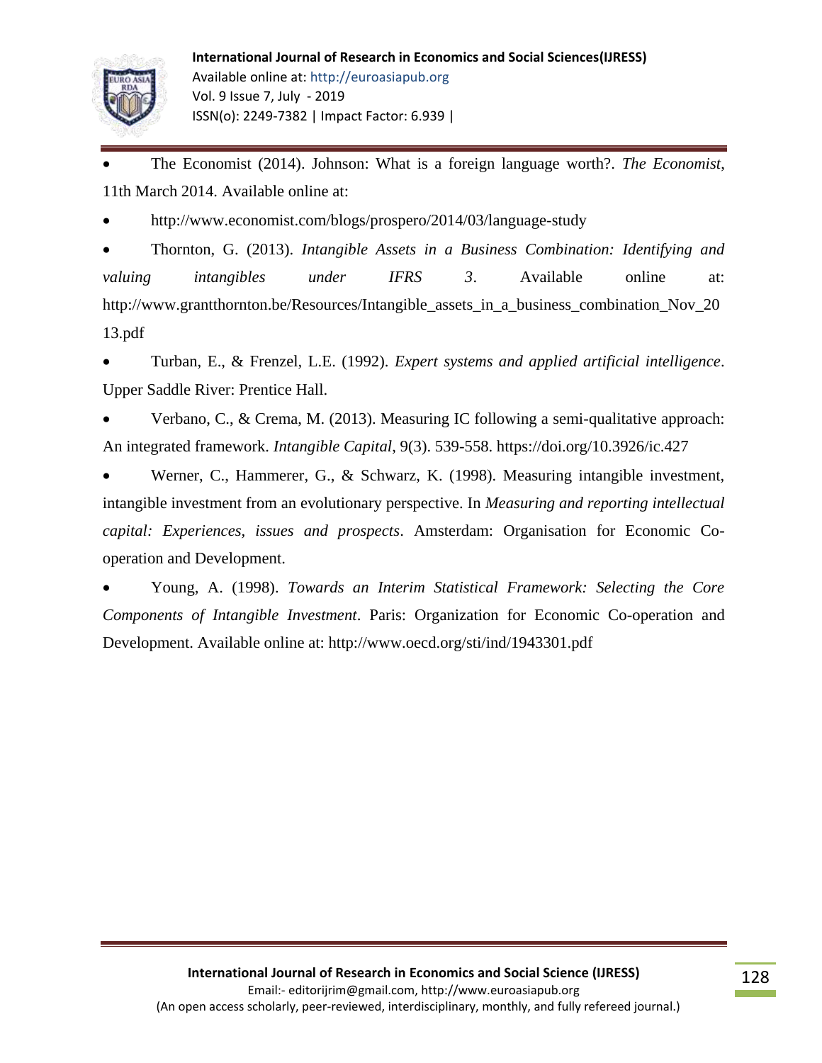- The Economist (2014). Johnson: What is a foreign language worth?. *The Economist*, 11th March 2014. Available online at:
- http://www.economist.com/blogs/prospero/2014/03/language-study
- Thornton, G. (2013). *Intangible Assets in a Business Combination: Identifying and valuing intangibles under IFRS 3*. Available online at: http://www.grantthornton.be/Resources/Intangible_assets_in_a_business_combination_Nov_2013.pdf
- Turban, E., & Frenzel, L.E. (1992). *Expert systems and applied artificial intelligence*. Upper Saddle River: Prentice Hall.
- Verbano, C., & Crema, M. (2013). Measuring IC following a semi-qualitative approach: An integrated framework. *Intangible Capital*, 9(3). 539-558. https://doi.org/10.3926/ic.427
- Werner, C., Hammerer, G., & Schwarz, K. (1998). Measuring intangible investment, intangible investment from an evolutionary perspective. In *Measuring and reporting intellectual capital: Experiences, issues and prospects*. Amsterdam: Organisation for Economic Co-operation and Development.
- Young, A. (1998). *Towards an Interim Statistical Framework: Selecting the Core Components of Intangible Investment*. Paris: Organization for Economic Co-operation and Development. Available online at: http://www.oecd.org/sti/ind/1943301.pdf